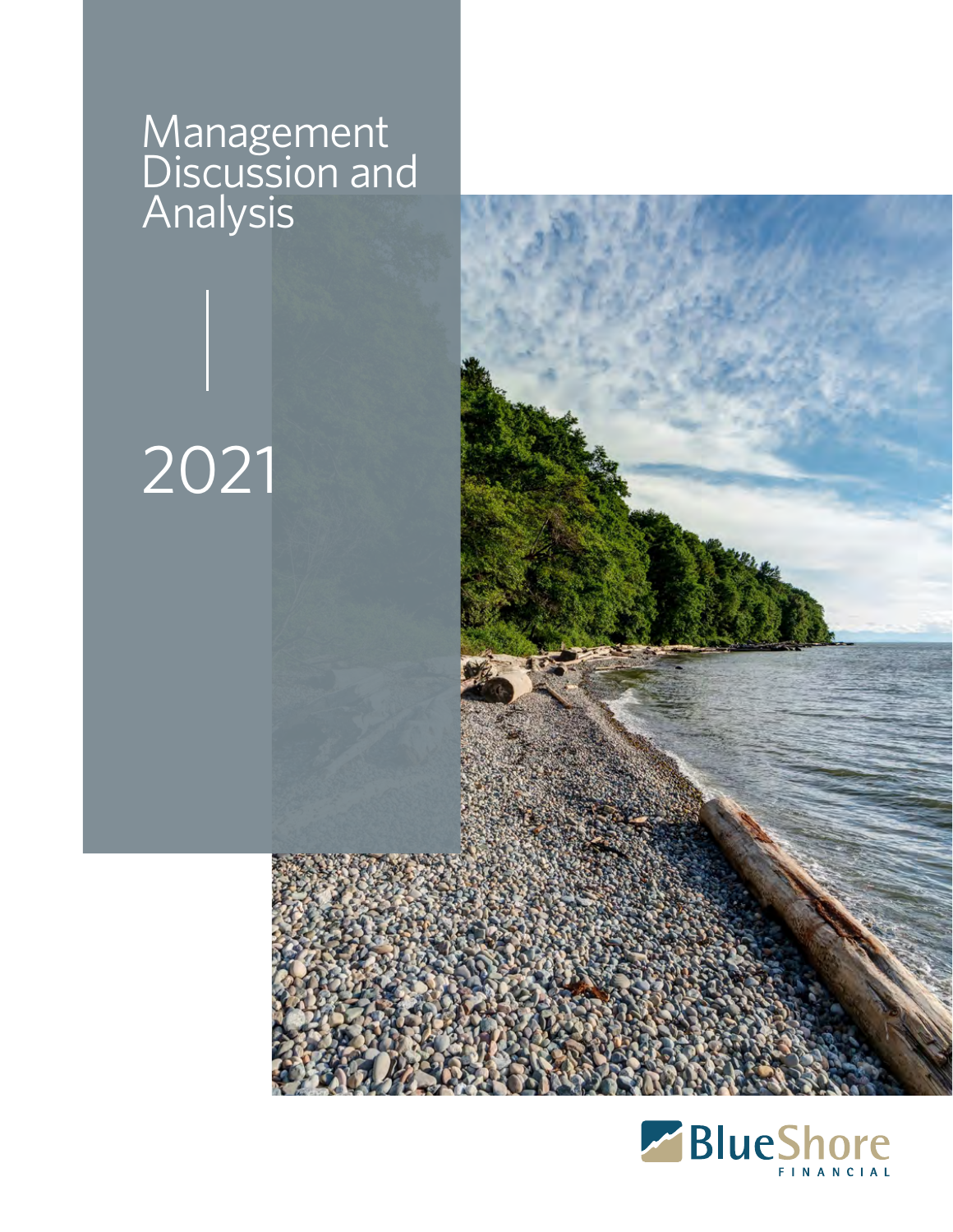# Management Discussion and Analysis

# 2021

BlueShore FINANCIAL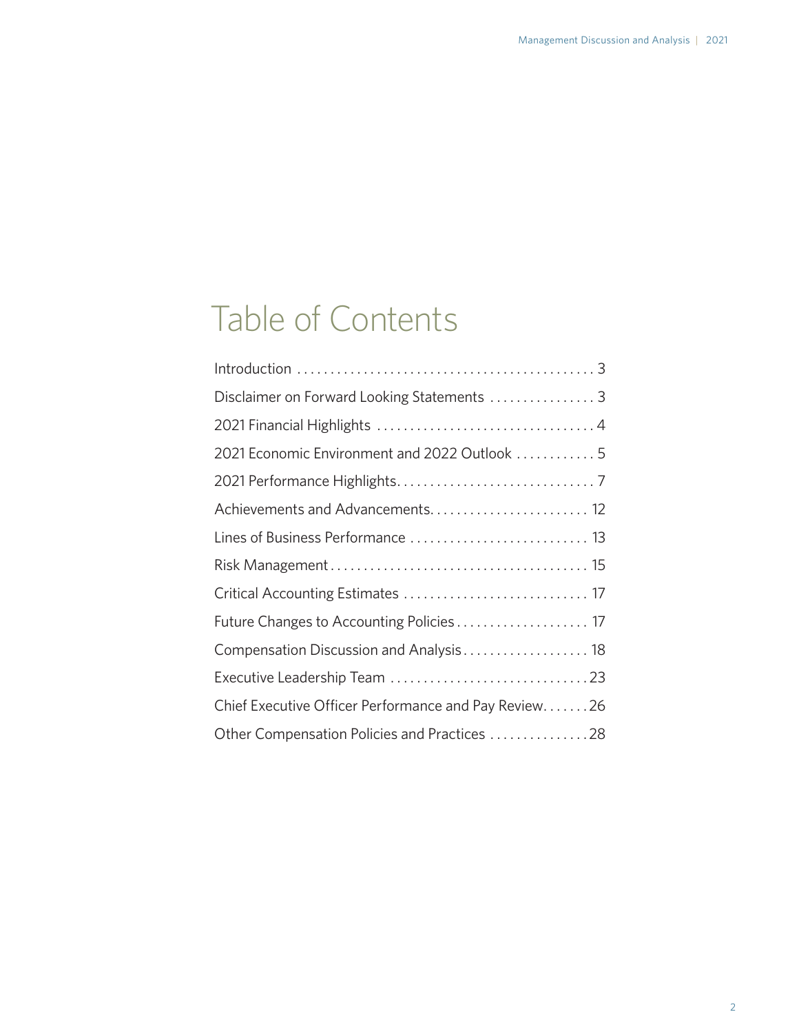# Table of Contents

| | |
|---|---|
| Introduction | 3 |
| Disclaimer on Forward Looking Statements | 3 |
| 2021 Financial Highlights | 4 |
| 2021 Economic Environment and 2022 Outlook | 5 |
| 2021 Performance Highlights | 7 |
| Achievements and Advancements | 12 |
| Lines of Business Performance | 13 |
| Risk Management | 15 |
| Critical Accounting Estimates | 17 |
| Future Changes to Accounting Policies | 17 |
| Compensation Discussion and Analysis | 18 |
| Executive Leadership Team | 23 |
| Chief Executive Officer Performance and Pay Review | 26 |
| Other Compensation Policies and Practices | 28 |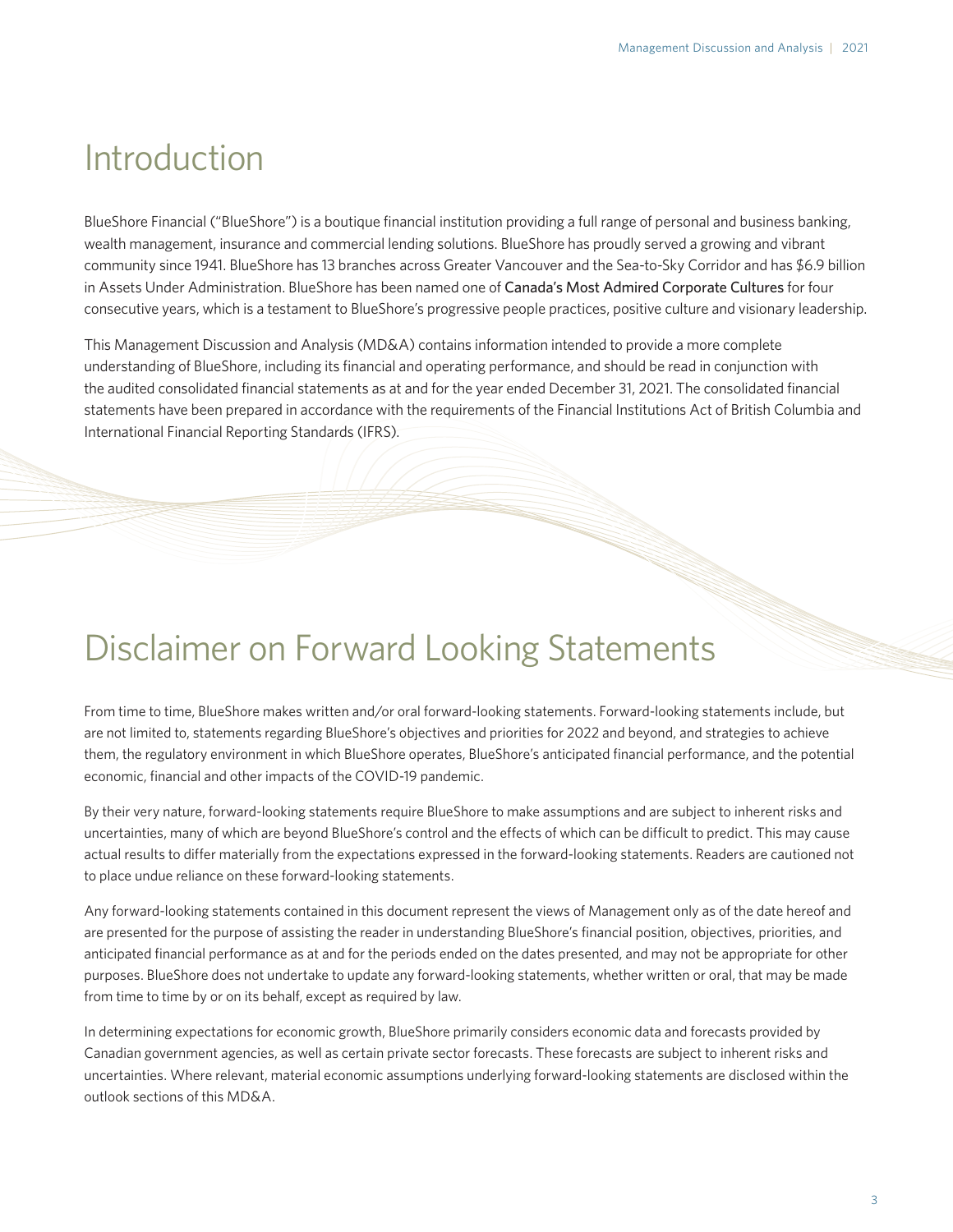# Introduction

BlueShore Financial ("BlueShore") is a boutique financial institution providing a full range of personal and business banking, wealth management, insurance and commercial lending solutions. BlueShore has proudly served a growing and vibrant community since 1941. BlueShore has 13 branches across Greater Vancouver and the Sea-to-Sky Corridor and has $6.9 billion in Assets Under Administration. BlueShore has been named one of Canada's Most Admired Corporate Cultures for four consecutive years, which is a testament to BlueShore's progressive people practices, positive culture and visionary leadership.

This Management Discussion and Analysis (MD&A) contains information intended to provide a more complete understanding of BlueShore, including its financial and operating performance, and should be read in conjunction with the audited consolidated financial statements as at and for the year ended December 31, 2021. The consolidated financial statements have been prepared in accordance with the requirements of the Financial Institutions Act of British Columbia and International Financial Reporting Standards (IFRS).

# Disclaimer on Forward Looking Statements

From time to time, BlueShore makes written and/or oral forward-looking statements. Forward-looking statements include, but are not limited to, statements regarding BlueShore's objectives and priorities for 2022 and beyond, and strategies to achieve them, the regulatory environment in which BlueShore operates, BlueShore's anticipated financial performance, and the potential economic, financial and other impacts of the COVID-19 pandemic.

By their very nature, forward-looking statements require BlueShore to make assumptions and are subject to inherent risks and uncertainties, many of which are beyond BlueShore's control and the effects of which can be difficult to predict. This may cause actual results to differ materially from the expectations expressed in the forward-looking statements. Readers are cautioned not to place undue reliance on these forward-looking statements.

Any forward-looking statements contained in this document represent the views of Management only as of the date hereof and are presented for the purpose of assisting the reader in understanding BlueShore's financial position, objectives, priorities, and anticipated financial performance as at and for the periods ended on the dates presented, and may not be appropriate for other purposes. BlueShore does not undertake to update any forward-looking statements, whether written or oral, that may be made from time to time by or on its behalf, except as required by law.

In determining expectations for economic growth, BlueShore primarily considers economic data and forecasts provided by Canadian government agencies, as well as certain private sector forecasts. These forecasts are subject to inherent risks and uncertainties. Where relevant, material economic assumptions underlying forward-looking statements are disclosed within the outlook sections of this MD&A.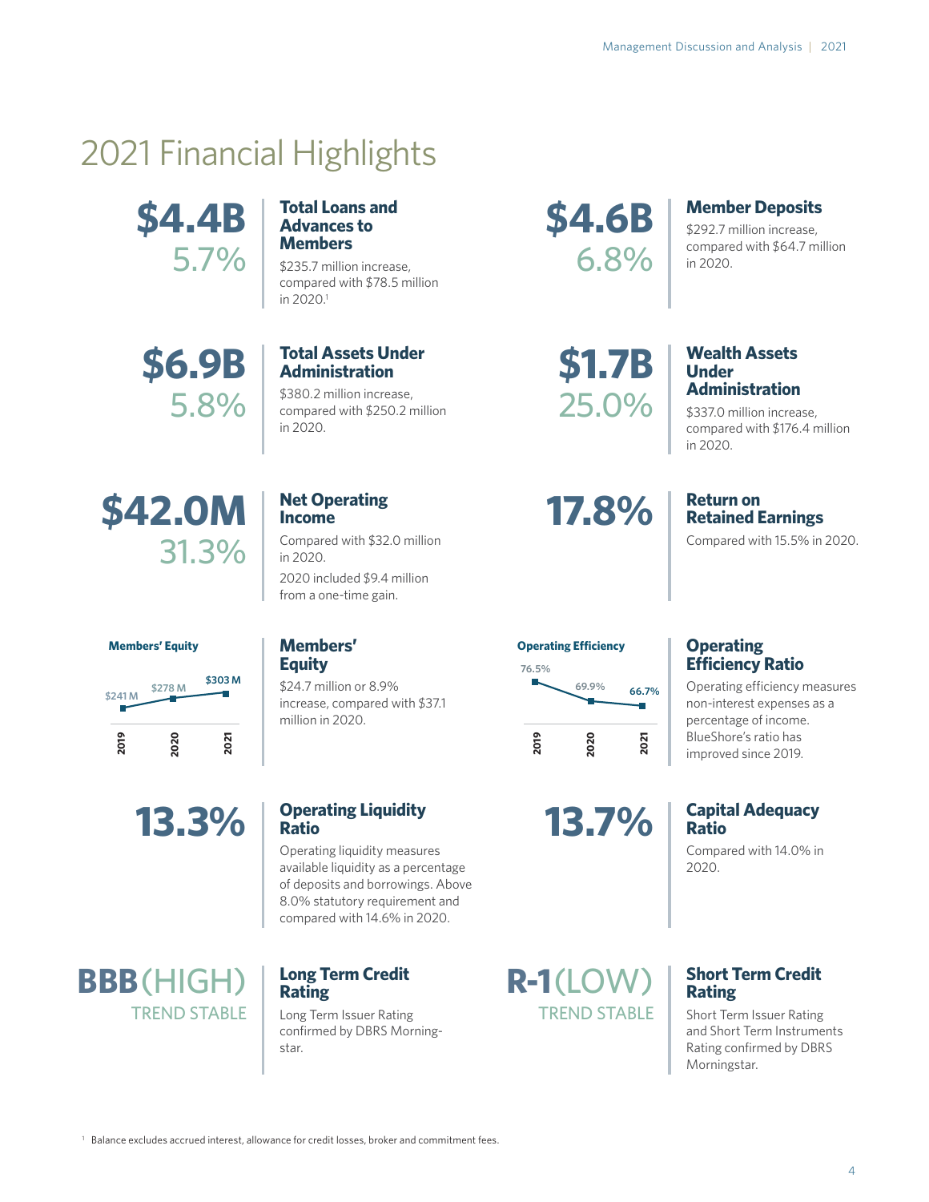# 2021 Financial Highlights

**$4.4B**
5.7%

### Total Loans and Advances to Members

$235.7 million increase, compared with $78.5 million in 2020.[1]

**$4.6B**
6.8%

### Member Deposits

$292.7 million increase, compared with $64.7 million in 2020.

**$6.9B**
5.8%

### Total Assets Under Administration

$380.2 million increase, compared with $250.2 million in 2020.

**$1.7B**
25.0%

### Wealth Assets Under Administration

$337.0 million increase, compared with $176.4 million in 2020.

**$42.0M**
31.3%

### Net Operating Income

Compared with $32.0 million in 2020.

2020 included $9.4 million from a one-time gain.

**17.8%**

### Return on Retained Earnings

Compared with 15.5% in 2020.

**Members' Equity**

| 2019 | 2020 | 2021 |
|---|---|---|
| $241 M | $278 M | $303 M |

### Members' Equity

$24.7 million or 8.9% increase, compared with $37.1 million in 2020.

**Operating Efficiency**

| 2019 | 2020 | 2021 |
|---|---|---|
| 76.5% | 69.9% | 66.7% |

### Operating Efficiency Ratio

Operating efficiency measures non-interest expenses as a percentage of income. BlueShore's ratio has improved since 2019.

**13.3%**

### Operating Liquidity Ratio

Operating liquidity measures available liquidity as a percentage of deposits and borrowings. Above 8.0% statutory requirement and compared with 14.6% in 2020.

**13.7%**

### Capital Adequacy Ratio

Compared with 14.0% in 2020.

**BBB(HIGH)**
TREND STABLE

### Long Term Credit Rating

Long Term Issuer Rating confirmed by DBRS Morningstar.

**R-1(LOW)**
TREND STABLE

### Short Term Credit Rating

Short Term Issuer Rating and Short Term Instruments Rating confirmed by DBRS Morningstar.

[1] Balance excludes accrued interest, allowance for credit losses, broker and commitment fees.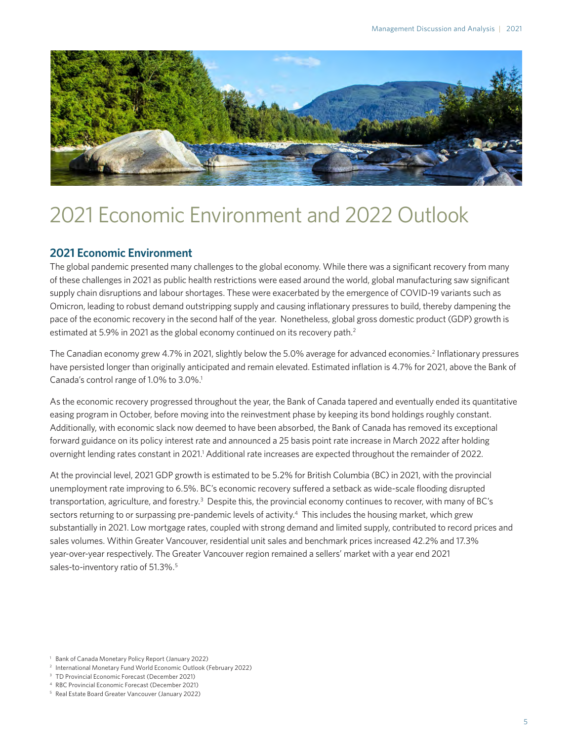# 2021 Economic Environment and 2022 Outlook

## 2021 Economic Environment

The global pandemic presented many challenges to the global economy. While there was a significant recovery from many of these challenges in 2021 as public health restrictions were eased around the world, global manufacturing saw significant supply chain disruptions and labour shortages. These were exacerbated by the emergence of COVID-19 variants such as Omicron, leading to robust demand outstripping supply and causing inflationary pressures to build, thereby dampening the pace of the economic recovery in the second half of the year. Nonetheless, global gross domestic product (GDP) growth is estimated at 5.9% in 2021 as the global economy continued on its recovery path.[2]

The Canadian economy grew 4.7% in 2021, slightly below the 5.0% average for advanced economies.[2] Inflationary pressures have persisted longer than originally anticipated and remain elevated. Estimated inflation is 4.7% for 2021, above the Bank of Canada's control range of 1.0% to 3.0%.[1]

As the economic recovery progressed throughout the year, the Bank of Canada tapered and eventually ended its quantitative easing program in October, before moving into the reinvestment phase by keeping its bond holdings roughly constant. Additionally, with economic slack now deemed to have been absorbed, the Bank of Canada has removed its exceptional forward guidance on its policy interest rate and announced a 25 basis point rate increase in March 2022 after holding overnight lending rates constant in 2021.[1] Additional rate increases are expected throughout the remainder of 2022.

At the provincial level, 2021 GDP growth is estimated to be 5.2% for British Columbia (BC) in 2021, with the provincial unemployment rate improving to 6.5%. BC's economic recovery suffered a setback as wide-scale flooding disrupted transportation, agriculture, and forestry.[3] Despite this, the provincial economy continues to recover, with many of BC's sectors returning to or surpassing pre-pandemic levels of activity.[4] This includes the housing market, which grew substantially in 2021. Low mortgage rates, coupled with strong demand and limited supply, contributed to record prices and sales volumes. Within Greater Vancouver, residential unit sales and benchmark prices increased 42.2% and 17.3% year-over-year respectively. The Greater Vancouver region remained a sellers' market with a year end 2021 sales-to-inventory ratio of 51.3%.[5]

[1] Bank of Canada Monetary Policy Report (January 2022)
[2] International Monetary Fund World Economic Outlook (February 2022)
[3] TD Provincial Economic Forecast (December 2021)
[4] RBC Provincial Economic Forecast (December 2021)
[5] Real Estate Board Greater Vancouver (January 2022)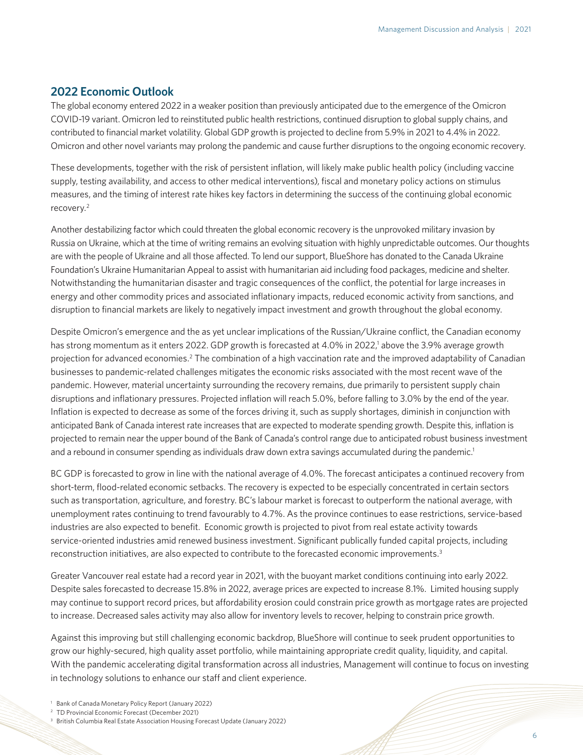## 2022 Economic Outlook

The global economy entered 2022 in a weaker position than previously anticipated due to the emergence of the Omicron COVID-19 variant. Omicron led to reinstituted public health restrictions, continued disruption to global supply chains, and contributed to financial market volatility. Global GDP growth is projected to decline from 5.9% in 2021 to 4.4% in 2022. Omicron and other novel variants may prolong the pandemic and cause further disruptions to the ongoing economic recovery.

These developments, together with the risk of persistent inflation, will likely make public health policy (including vaccine supply, testing availability, and access to other medical interventions), fiscal and monetary policy actions on stimulus measures, and the timing of interest rate hikes key factors in determining the success of the continuing global economic recovery.[2]

Another destabilizing factor which could threaten the global economic recovery is the unprovoked military invasion by Russia on Ukraine, which at the time of writing remains an evolving situation with highly unpredictable outcomes. Our thoughts are with the people of Ukraine and all those affected. To lend our support, BlueShore has donated to the Canada Ukraine Foundation's Ukraine Humanitarian Appeal to assist with humanitarian aid including food packages, medicine and shelter. Notwithstanding the humanitarian disaster and tragic consequences of the conflict, the potential for large increases in energy and other commodity prices and associated inflationary impacts, reduced economic activity from sanctions, and disruption to financial markets are likely to negatively impact investment and growth throughout the global economy.

Despite Omicron's emergence and the as yet unclear implications of the Russian/Ukraine conflict, the Canadian economy has strong momentum as it enters 2022. GDP growth is forecasted at 4.0% in 2022,[1] above the 3.9% average growth projection for advanced economies.[2] The combination of a high vaccination rate and the improved adaptability of Canadian businesses to pandemic-related challenges mitigates the economic risks associated with the most recent wave of the pandemic. However, material uncertainty surrounding the recovery remains, due primarily to persistent supply chain disruptions and inflationary pressures. Projected inflation will reach 5.0%, before falling to 3.0% by the end of the year. Inflation is expected to decrease as some of the forces driving it, such as supply shortages, diminish in conjunction with anticipated Bank of Canada interest rate increases that are expected to moderate spending growth. Despite this, inflation is projected to remain near the upper bound of the Bank of Canada's control range due to anticipated robust business investment and a rebound in consumer spending as individuals draw down extra savings accumulated during the pandemic.[1]

BC GDP is forecasted to grow in line with the national average of 4.0%. The forecast anticipates a continued recovery from short-term, flood-related economic setbacks. The recovery is expected to be especially concentrated in certain sectors such as transportation, agriculture, and forestry. BC's labour market is forecast to outperform the national average, with unemployment rates continuing to trend favourably to 4.7%. As the province continues to ease restrictions, service-based industries are also expected to benefit. Economic growth is projected to pivot from real estate activity towards service-oriented industries amid renewed business investment. Significant publically funded capital projects, including reconstruction initiatives, are also expected to contribute to the forecasted economic improvements.[3]

Greater Vancouver real estate had a record year in 2021, with the buoyant market conditions continuing into early 2022. Despite sales forecasted to decrease 15.8% in 2022, average prices are expected to increase 8.1%. Limited housing supply may continue to support record prices, but affordability erosion could constrain price growth as mortgage rates are projected to increase. Decreased sales activity may also allow for inventory levels to recover, helping to constrain price growth.

Against this improving but still challenging economic backdrop, BlueShore will continue to seek prudent opportunities to grow our highly-secured, high quality asset portfolio, while maintaining appropriate credit quality, liquidity, and capital. With the pandemic accelerating digital transformation across all industries, Management will continue to focus on investing in technology solutions to enhance our staff and client experience.

[1] Bank of Canada Monetary Policy Report (January 2022)

[2] TD Provincial Economic Forecast (December 2021)

[3] British Columbia Real Estate Association Housing Forecast Update (January 2022)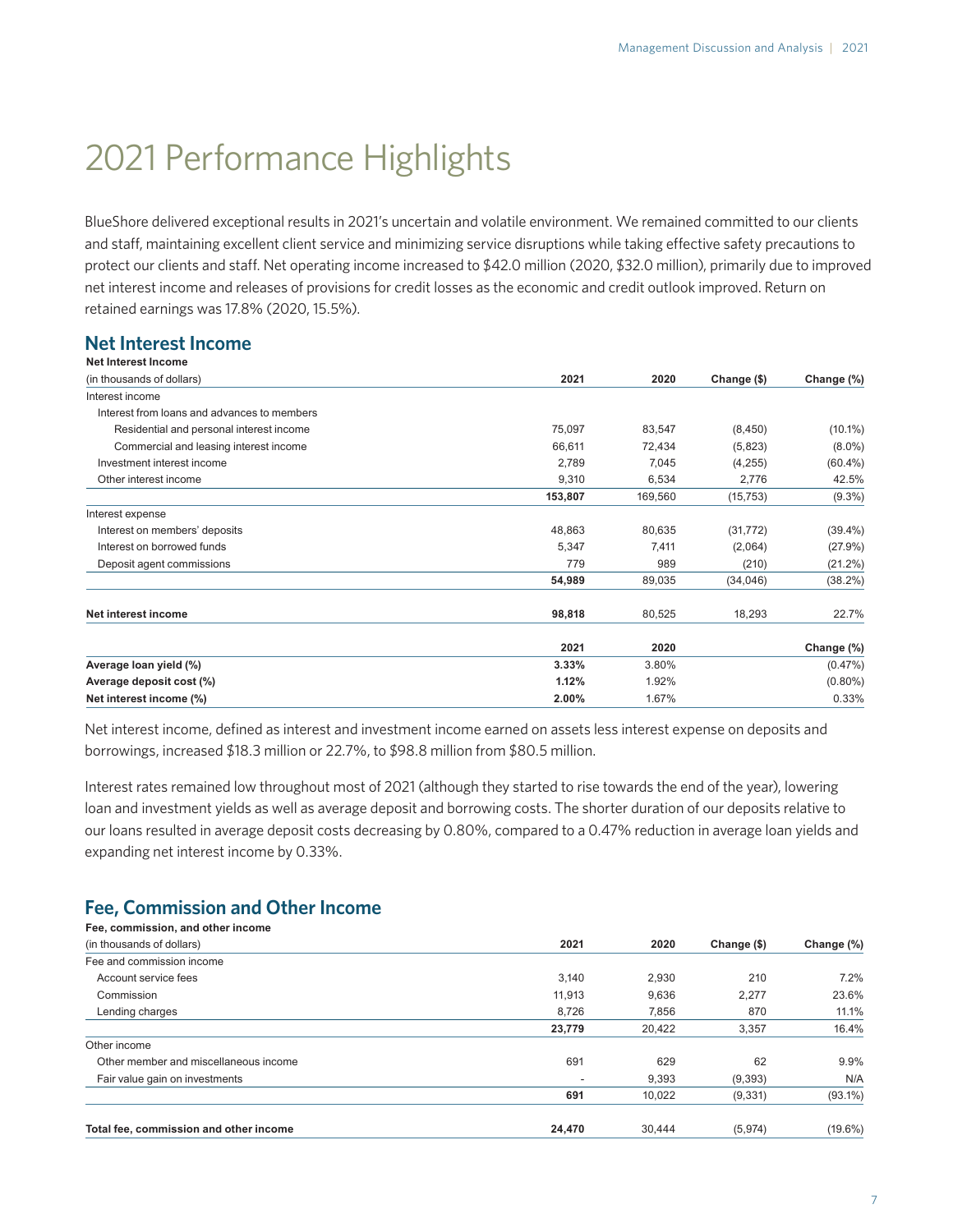# 2021 Performance Highlights

BlueShore delivered exceptional results in 2021's uncertain and volatile environment. We remained committed to our clients and staff, maintaining excellent client service and minimizing service disruptions while taking effective safety precautions to protect our clients and staff. Net operating income increased to $42.0 million (2020, $32.0 million), primarily due to improved net interest income and releases of provisions for credit losses as the economic and credit outlook improved. Return on retained earnings was 17.8% (2020, 15.5%).

## Net Interest Income

**Net Interest Income**

| (in thousands of dollars) | 2021 | 2020 | Change ($) | Change (%) |
|---|---|---|---|---|
| Interest income | | | | |
| Interest from loans and advances to members | | | | |
| Residential and personal interest income | 75,097 | 83,547 | (8,450) | (10.1%) |
| Commercial and leasing interest income | 66,611 | 72,434 | (5,823) | (8.0%) |
| Investment interest income | 2,789 | 7,045 | (4,255) | (60.4%) |
| Other interest income | 9,310 | 6,534 | 2,776 | 42.5% |
| | **153,807** | 169,560 | (15,753) | (9.3%) |
| Interest expense | | | | |
| Interest on members' deposits | 48,863 | 80,635 | (31,772) | (39.4%) |
| Interest on borrowed funds | 5,347 | 7,411 | (2,064) | (27.9%) |
| Deposit agent commissions | 779 | 989 | (210) | (21.2%) |
| | **54,989** | 89,035 | (34,046) | (38.2%) |
| **Net interest income** | **98,818** | 80,525 | 18,293 | 22.7% |

| | 2021 | 2020 | Change (%) |
|---|---|---|---|
| **Average loan yield (%)** | **3.33%** | 3.80% | (0.47%) |
| **Average deposit cost (%)** | **1.12%** | 1.92% | (0.80%) |
| **Net interest income (%)** | **2.00%** | 1.67% | 0.33% |

Net interest income, defined as interest and investment income earned on assets less interest expense on deposits and borrowings, increased $18.3 million or 22.7%, to $98.8 million from $80.5 million.

Interest rates remained low throughout most of 2021 (although they started to rise towards the end of the year), lowering loan and investment yields as well as average deposit and borrowing costs. The shorter duration of our deposits relative to our loans resulted in average deposit costs decreasing by 0.80%, compared to a 0.47% reduction in average loan yields and expanding net interest income by 0.33%.

## Fee, Commission and Other Income

**Fee, commission, and other income**

| (in thousands of dollars) | 2021 | 2020 | Change ($) | Change (%) |
|---|---|---|---|---|
| Fee and commission income | | | | |
| Account service fees | 3,140 | 2,930 | 210 | 7.2% |
| Commission | 11,913 | 9,636 | 2,277 | 23.6% |
| Lending charges | 8,726 | 7,856 | 870 | 11.1% |
| | **23,779** | 20,422 | 3,357 | 16.4% |
| Other income | | | | |
| Other member and miscellaneous income | 691 | 629 | 62 | 9.9% |
| Fair value gain on investments | - | 9,393 | (9,393) | N/A |
| | **691** | 10,022 | (9,331) | (93.1%) |
| **Total fee, commission and other income** | **24,470** | 30,444 | (5,974) | (19.6%) |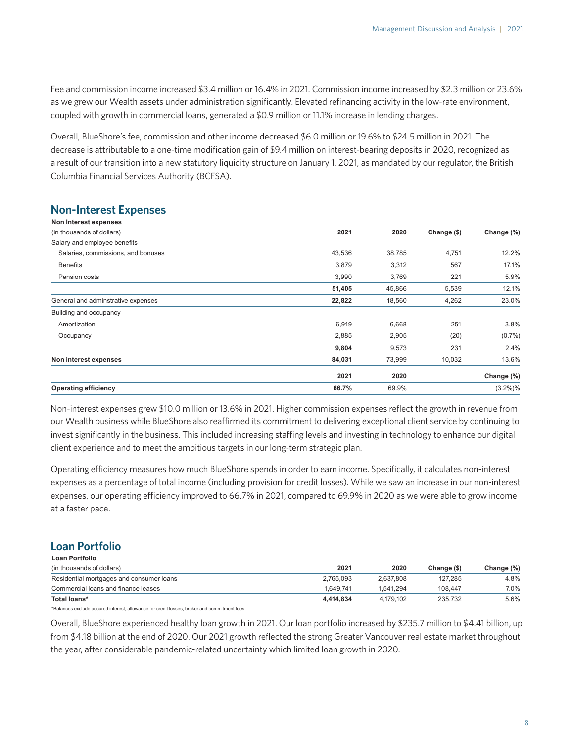Fee and commission income increased $3.4 million or 16.4% in 2021. Commission income increased by $2.3 million or 23.6% as we grew our Wealth assets under administration significantly. Elevated refinancing activity in the low-rate environment, coupled with growth in commercial loans, generated a $0.9 million or 11.1% increase in lending charges.

Overall, BlueShore's fee, commission and other income decreased $6.0 million or 19.6% to $24.5 million in 2021. The decrease is attributable to a one-time modification gain of $9.4 million on interest-bearing deposits in 2020, recognized as a result of our transition into a new statutory liquidity structure on January 1, 2021, as mandated by our regulator, the British Columbia Financial Services Authority (BCFSA).

## Non-Interest Expenses

| **Non Interest expenses**<br>(in thousands of dollars) | **2021** | **2020** | **Change ($)** | **Change (%)** |
|---|---|---|---|---|
| Salary and employee benefits | | | | |
| Salaries, commissions, and bonuses | 43,536 | 38,785 | 4,751 | 12.2% |
| Benefits | 3,879 | 3,312 | 567 | 17.1% |
| Pension costs | 3,990 | 3,769 | 221 | 5.9% |
| | **51,405** | 45,866 | 5,539 | 12.1% |
| General and adminstrative expenses | **22,822** | 18,560 | 4,262 | 23.0% |
| Building and occupancy | | | | |
| Amortization | 6,919 | 6,668 | 251 | 3.8% |
| Occupancy | 2,885 | 2,905 | (20) | (0.7%) |
| | **9,804** | 9,573 | 231 | 2.4% |
| **Non interest expenses** | **84,031** | 73,999 | 10,032 | 13.6% |
| | **2021** | **2020** | | **Change (%)** |
| **Operating efficiency** | **66.7%** | 69.9% | | (3.2%)% |

Non-interest expenses grew $10.0 million or 13.6% in 2021. Higher commission expenses reflect the growth in revenue from our Wealth business while BlueShore also reaffirmed its commitment to delivering exceptional client service by continuing to invest significantly in the business. This included increasing staffing levels and investing in technology to enhance our digital client experience and to meet the ambitious targets in our long-term strategic plan.

Operating efficiency measures how much BlueShore spends in order to earn income. Specifically, it calculates non-interest expenses as a percentage of total income (including provision for credit losses). While we saw an increase in our non-interest expenses, our operating efficiency improved to 66.7% in 2021, compared to 69.9% in 2020 as we were able to grow income at a faster pace.

## Loan Portfolio

| **Loan Portfolio**<br>(in thousands of dollars) | **2021** | **2020** | **Change ($)** | **Change (%)** |
|---|---|---|---|---|
| Residential mortgages and consumer loans | 2,765,093 | 2,637,808 | 127,285 | 4.8% |
| Commercial loans and finance leases | 1,649,741 | 1,541,294 | 108,447 | 7.0% |
| **Total loans*** | **4,414,834** | 4,179,102 | 235,732 | 5.6% |

*Balances exclude accured interest, allowance for credit losses, broker and commitment fees

Overall, BlueShore experienced healthy loan growth in 2021. Our loan portfolio increased by $235.7 million to $4.41 billion, up from $4.18 billion at the end of 2020. Our 2021 growth reflected the strong Greater Vancouver real estate market throughout the year, after considerable pandemic-related uncertainty which limited loan growth in 2020.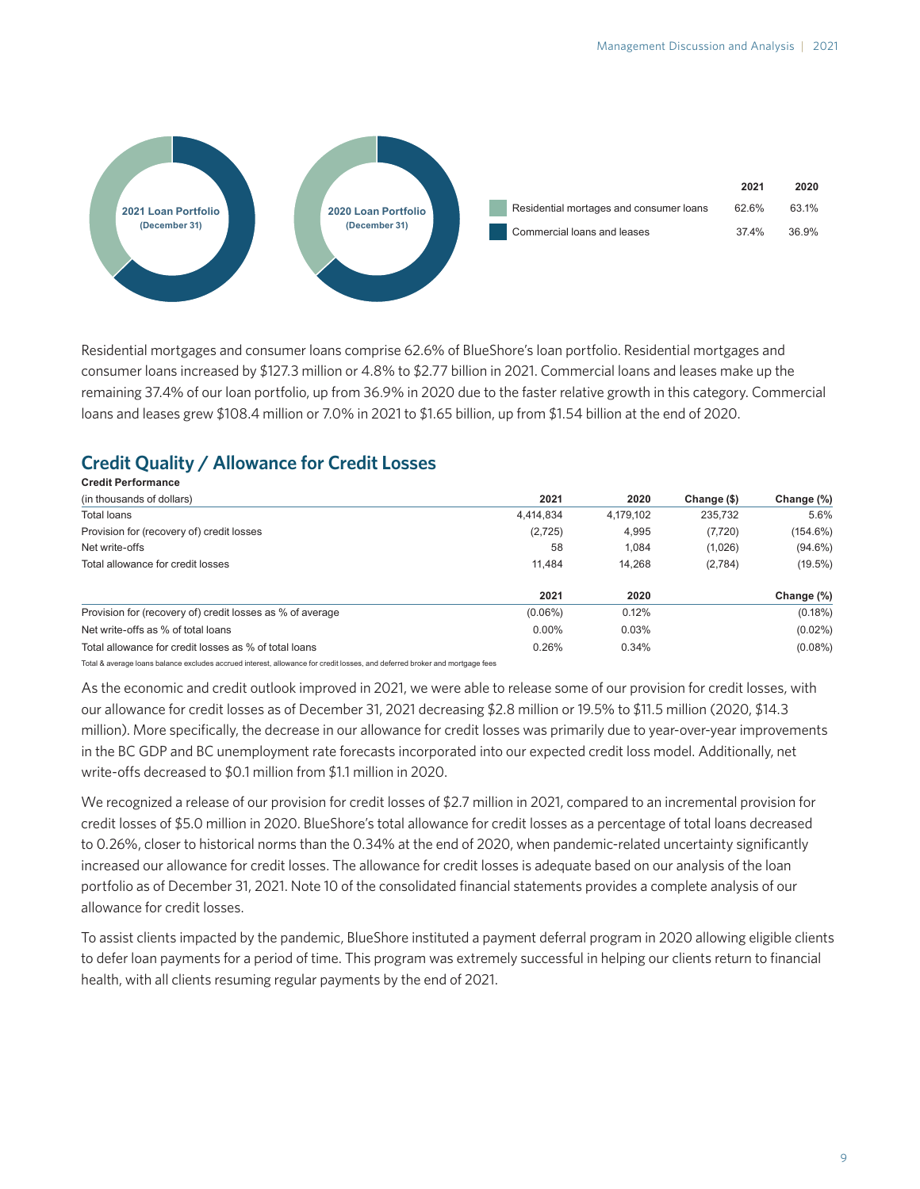**2021 Loan Portfolio (December 31)**

**2020 Loan Portfolio (December 31)**

| | 2021 | 2020 |
|---|---|---|
| Residential mortages and consumer loans | 62.6% | 63.1% |
| Commercial loans and leases | 37.4% | 36.9% |

Residential mortgages and consumer loans comprise 62.6% of BlueShore's loan portfolio. Residential mortgages and consumer loans increased by $127.3 million or 4.8% to $2.77 billion in 2021. Commercial loans and leases make up the remaining 37.4% of our loan portfolio, up from 36.9% in 2020 due to the faster relative growth in this category. Commercial loans and leases grew $108.4 million or 7.0% in 2021 to $1.65 billion, up from $1.54 billion at the end of 2020.

## Credit Quality / Allowance for Credit Losses

**Credit Performance**

| (in thousands of dollars) | 2021 | 2020 | Change ($) | Change (%) |
|---|---|---|---|---|
| Total loans | 4,414,834 | 4,179,102 | 235,732 | 5.6% |
| Provision for (recovery of) credit losses | (2,725) | 4,995 | (7,720) | (154.6%) |
| Net write-offs | 58 | 1,084 | (1,026) | (94.6%) |
| Total allowance for credit losses | 11,484 | 14,268 | (2,784) | (19.5%) |

| | 2021 | 2020 | Change (%) |
|---|---|---|---|
| Provision for (recovery of) credit losses as % of average | (0.06%) | 0.12% | (0.18%) |
| Net write-offs as % of total loans | 0.00% | 0.03% | (0.02%) |
| Total allowance for credit losses as % of total loans | 0.26% | 0.34% | (0.08%) |

Total & average loans balance excludes accrued interest, allowance for credit losses, and deferred broker and mortgage fees

As the economic and credit outlook improved in 2021, we were able to release some of our provision for credit losses, with our allowance for credit losses as of December 31, 2021 decreasing $2.8 million or 19.5% to $11.5 million (2020, $14.3 million). More specifically, the decrease in our allowance for credit losses was primarily due to year-over-year improvements in the BC GDP and BC unemployment rate forecasts incorporated into our expected credit loss model. Additionally, net write-offs decreased to $0.1 million from $1.1 million in 2020.

We recognized a release of our provision for credit losses of $2.7 million in 2021, compared to an incremental provision for credit losses of $5.0 million in 2020. BlueShore's total allowance for credit losses as a percentage of total loans decreased to 0.26%, closer to historical norms than the 0.34% at the end of 2020, when pandemic-related uncertainty significantly increased our allowance for credit losses. The allowance for credit losses is adequate based on our analysis of the loan portfolio as of December 31, 2021. Note 10 of the consolidated financial statements provides a complete analysis of our allowance for credit losses.

To assist clients impacted by the pandemic, BlueShore instituted a payment deferral program in 2020 allowing eligible clients to defer loan payments for a period of time. This program was extremely successful in helping our clients return to financial health, with all clients resuming regular payments by the end of 2021.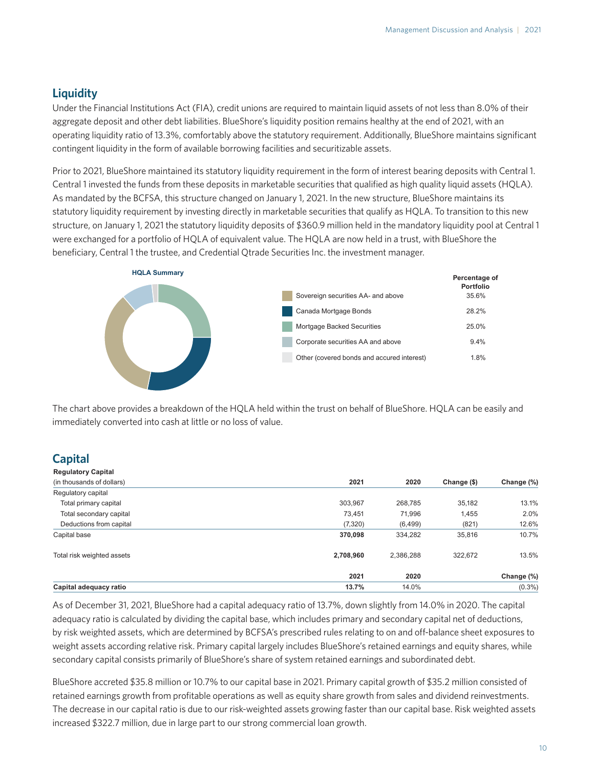## Liquidity

Under the Financial Institutions Act (FIA), credit unions are required to maintain liquid assets of not less than 8.0% of their aggregate deposit and other debt liabilities. BlueShore's liquidity position remains healthy at the end of 2021, with an operating liquidity ratio of 13.3%, comfortably above the statutory requirement. Additionally, BlueShore maintains significant contingent liquidity in the form of available borrowing facilities and securitizable assets.

Prior to 2021, BlueShore maintained its statutory liquidity requirement in the form of interest bearing deposits with Central 1. Central 1 invested the funds from these deposits in marketable securities that qualified as high quality liquid assets (HQLA). As mandated by the BCFSA, this structure changed on January 1, 2021. In the new structure, BlueShore maintains its statutory liquidity requirement by investing directly in marketable securities that qualify as HQLA. To transition to this new structure, on January 1, 2021 the statutory liquidity deposits of $360.9 million held in the mandatory liquidity pool at Central 1 were exchanged for a portfolio of HQLA of equivalent value. The HQLA are now held in a trust, with BlueShore the beneficiary, Central 1 the trustee, and Credential Qtrade Securities Inc. the investment manager.

**HQLA Summary**

| | Percentage of Portfolio |
|---|---|
| Sovereign securities AA- and above | 35.6% |
| Canada Mortgage Bonds | 28.2% |
| Mortgage Backed Securities | 25.0% |
| Corporate securities AA and above | 9.4% |
| Other (covered bonds and accured interest) | 1.8% |

The chart above provides a breakdown of the HQLA held within the trust on behalf of BlueShore. HQLA can be easily and immediately converted into cash at little or no loss of value.

## Capital

**Regulatory Capital**

| (in thousands of dollars) | 2021 | 2020 | Change ($) | Change (%) |
|---|---|---|---|---|
| Regulatory capital | | | | |
| Total primary capital | 303,967 | 268,785 | 35,182 | 13.1% |
| Total secondary capital | 73,451 | 71,996 | 1,455 | 2.0% |
| Deductions from capital | (7,320) | (6,499) | (821) | 12.6% |
| Capital base | **370,098** | 334,282 | 35,816 | 10.7% |
| Total risk weighted assets | **2,708,960** | 2,386,288 | 322,672 | 13.5% |
| | **2021** | **2020** | | **Change (%)** |
| **Capital adequacy ratio** | **13.7%** | 14.0% | | (0.3%) |

As of December 31, 2021, BlueShore had a capital adequacy ratio of 13.7%, down slightly from 14.0% in 2020. The capital adequacy ratio is calculated by dividing the capital base, which includes primary and secondary capital net of deductions, by risk weighted assets, which are determined by BCFSA's prescribed rules relating to on and off-balance sheet exposures to weight assets according relative risk. Primary capital largely includes BlueShore's retained earnings and equity shares, while secondary capital consists primarily of BlueShore's share of system retained earnings and subordinated debt.

BlueShore accreted $35.8 million or 10.7% to our capital base in 2021. Primary capital growth of $35.2 million consisted of retained earnings growth from profitable operations as well as equity share growth from sales and dividend reinvestments. The decrease in our capital ratio is due to our risk-weighted assets growing faster than our capital base. Risk weighted assets increased $322.7 million, due in large part to our strong commercial loan growth.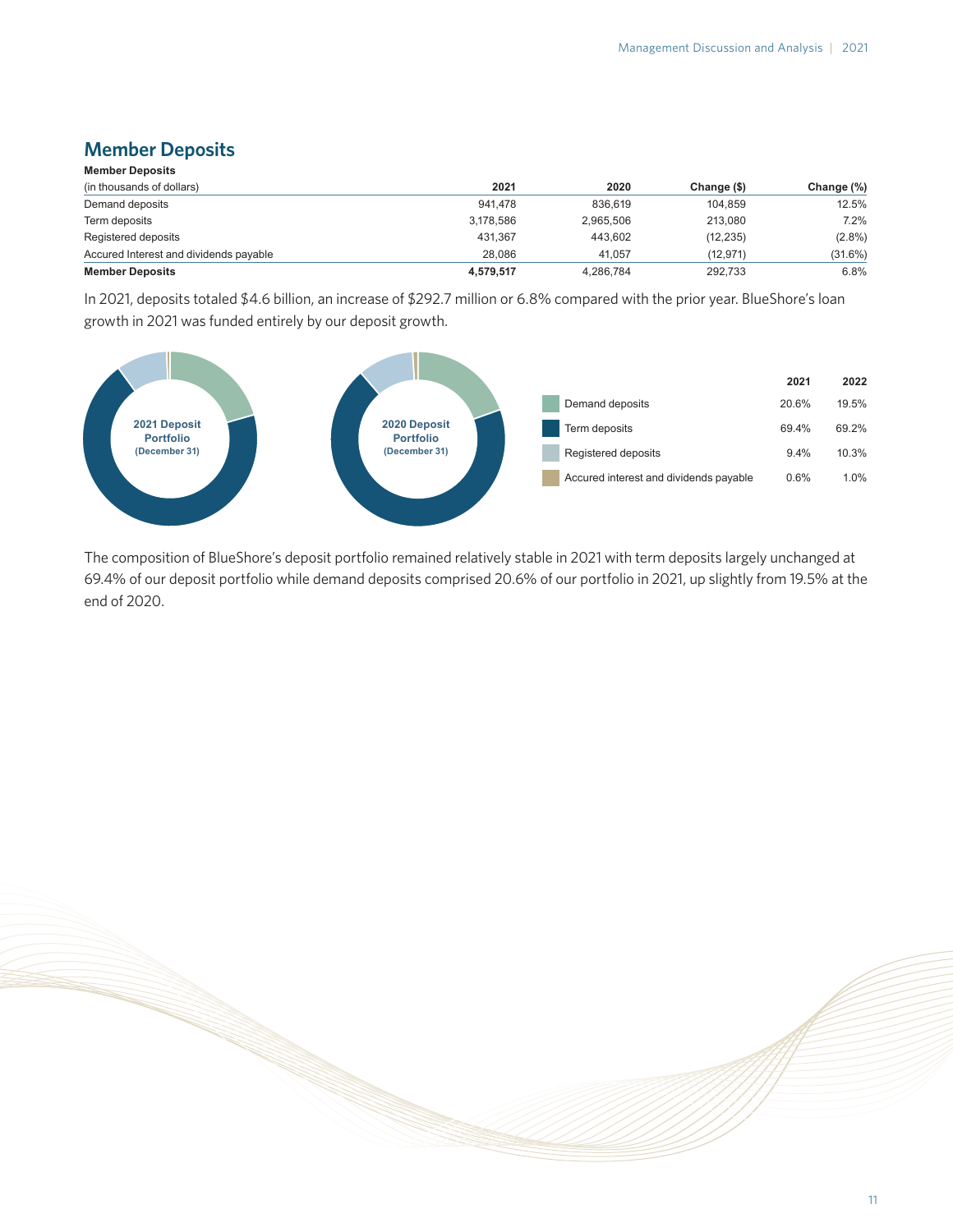## Member Deposits

**Member Deposits**

| (in thousands of dollars) | 2021 | 2020 | Change ($) | Change (%) |
|---|---|---|---|---|
| Demand deposits | 941,478 | 836,619 | 104,859 | 12.5% |
| Term deposits | 3,178,586 | 2,965,506 | 213,080 | 7.2% |
| Registered deposits | 431,367 | 443,602 | (12,235) | (2.8%) |
| Accured Interest and dividends payable | 28,086 | 41,057 | (12,971) | (31.6%) |
| **Member Deposits** | **4,579,517** | 4,286,784 | 292,733 | 6.8% |

In 2021, deposits totaled $4.6 billion, an increase of $292.7 million or 6.8% compared with the prior year. BlueShore's loan growth in 2021 was funded entirely by our deposit growth.

**2021 Deposit Portfolio (December 31)**

**2020 Deposit Portfolio (December 31)**

| | 2021 | 2022 |
|---|---|---|
| Demand deposits | 20.6% | 19.5% |
| Term deposits | 69.4% | 69.2% |
| Registered deposits | 9.4% | 10.3% |
| Accured interest and dividends payable | 0.6% | 1.0% |

The composition of BlueShore's deposit portfolio remained relatively stable in 2021 with term deposits largely unchanged at 69.4% of our deposit portfolio while demand deposits comprised 20.6% of our portfolio in 2021, up slightly from 19.5% at the end of 2020.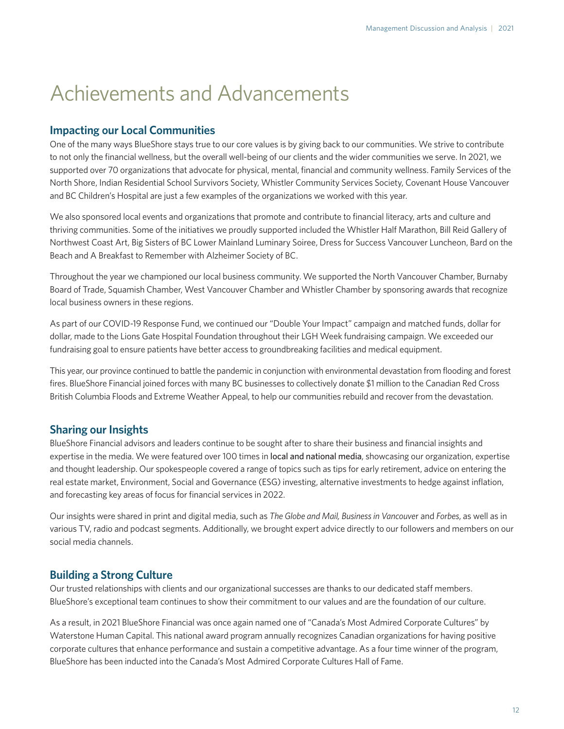# Achievements and Advancements

## Impacting our Local Communities

One of the many ways BlueShore stays true to our core values is by giving back to our communities. We strive to contribute to not only the financial wellness, but the overall well-being of our clients and the wider communities we serve. In 2021, we supported over 70 organizations that advocate for physical, mental, financial and community wellness. Family Services of the North Shore, Indian Residential School Survivors Society, Whistler Community Services Society, Covenant House Vancouver and BC Children's Hospital are just a few examples of the organizations we worked with this year.

We also sponsored local events and organizations that promote and contribute to financial literacy, arts and culture and thriving communities. Some of the initiatives we proudly supported included the Whistler Half Marathon, Bill Reid Gallery of Northwest Coast Art, Big Sisters of BC Lower Mainland Luminary Soiree, Dress for Success Vancouver Luncheon, Bard on the Beach and A Breakfast to Remember with Alzheimer Society of BC.

Throughout the year we championed our local business community. We supported the North Vancouver Chamber, Burnaby Board of Trade, Squamish Chamber, West Vancouver Chamber and Whistler Chamber by sponsoring awards that recognize local business owners in these regions.

As part of our COVID-19 Response Fund, we continued our "Double Your Impact" campaign and matched funds, dollar for dollar, made to the Lions Gate Hospital Foundation throughout their LGH Week fundraising campaign. We exceeded our fundraising goal to ensure patients have better access to groundbreaking facilities and medical equipment.

This year, our province continued to battle the pandemic in conjunction with environmental devastation from flooding and forest fires. BlueShore Financial joined forces with many BC businesses to collectively donate $1 million to the Canadian Red Cross British Columbia Floods and Extreme Weather Appeal, to help our communities rebuild and recover from the devastation.

## Sharing our Insights

BlueShore Financial advisors and leaders continue to be sought after to share their business and financial insights and expertise in the media. We were featured over 100 times in local and national media, showcasing our organization, expertise and thought leadership. Our spokespeople covered a range of topics such as tips for early retirement, advice on entering the real estate market, Environment, Social and Governance (ESG) investing, alternative investments to hedge against inflation, and forecasting key areas of focus for financial services in 2022.

Our insights were shared in print and digital media, such as *The Globe and Mail, Business in Vancouver* and *Forbes*, as well as in various TV, radio and podcast segments. Additionally, we brought expert advice directly to our followers and members on our social media channels.

## Building a Strong Culture

Our trusted relationships with clients and our organizational successes are thanks to our dedicated staff members. BlueShore's exceptional team continues to show their commitment to our values and are the foundation of our culture.

As a result, in 2021 BlueShore Financial was once again named one of "Canada's Most Admired Corporate Cultures" by Waterstone Human Capital. This national award program annually recognizes Canadian organizations for having positive corporate cultures that enhance performance and sustain a competitive advantage. As a four time winner of the program, BlueShore has been inducted into the Canada's Most Admired Corporate Cultures Hall of Fame.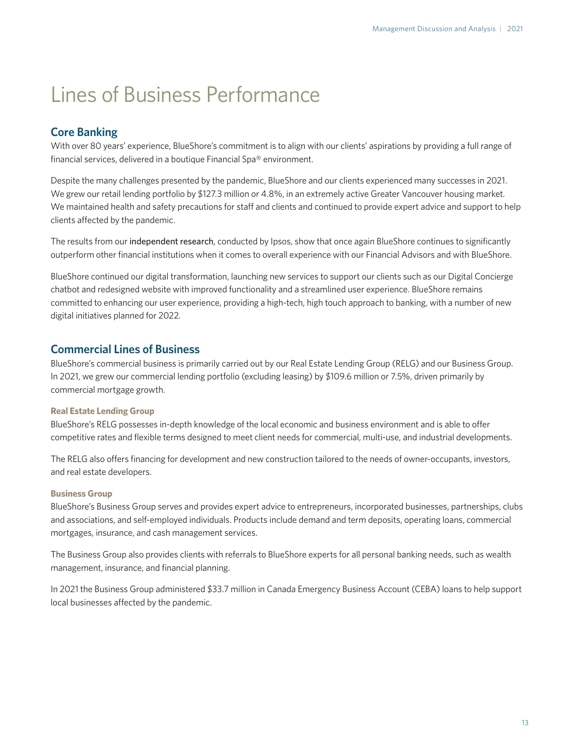# Lines of Business Performance

## Core Banking

With over 80 years' experience, BlueShore's commitment is to align with our clients' aspirations by providing a full range of financial services, delivered in a boutique Financial Spa® environment.

Despite the many challenges presented by the pandemic, BlueShore and our clients experienced many successes in 2021. We grew our retail lending portfolio by $127.3 million or 4.8%, in an extremely active Greater Vancouver housing market. We maintained health and safety precautions for staff and clients and continued to provide expert advice and support to help clients affected by the pandemic.

The results from our independent research, conducted by Ipsos, show that once again BlueShore continues to significantly outperform other financial institutions when it comes to overall experience with our Financial Advisors and with BlueShore.

BlueShore continued our digital transformation, launching new services to support our clients such as our Digital Concierge chatbot and redesigned website with improved functionality and a streamlined user experience. BlueShore remains committed to enhancing our user experience, providing a high-tech, high touch approach to banking, with a number of new digital initiatives planned for 2022.

## Commercial Lines of Business

BlueShore's commercial business is primarily carried out by our Real Estate Lending Group (RELG) and our Business Group. In 2021, we grew our commercial lending portfolio (excluding leasing) by $109.6 million or 7.5%, driven primarily by commercial mortgage growth.

### Real Estate Lending Group

BlueShore's RELG possesses in-depth knowledge of the local economic and business environment and is able to offer competitive rates and flexible terms designed to meet client needs for commercial, multi-use, and industrial developments.

The RELG also offers financing for development and new construction tailored to the needs of owner-occupants, investors, and real estate developers.

### Business Group

BlueShore's Business Group serves and provides expert advice to entrepreneurs, incorporated businesses, partnerships, clubs and associations, and self-employed individuals. Products include demand and term deposits, operating loans, commercial mortgages, insurance, and cash management services.

The Business Group also provides clients with referrals to BlueShore experts for all personal banking needs, such as wealth management, insurance, and financial planning.

In 2021 the Business Group administered $33.7 million in Canada Emergency Business Account (CEBA) loans to help support local businesses affected by the pandemic.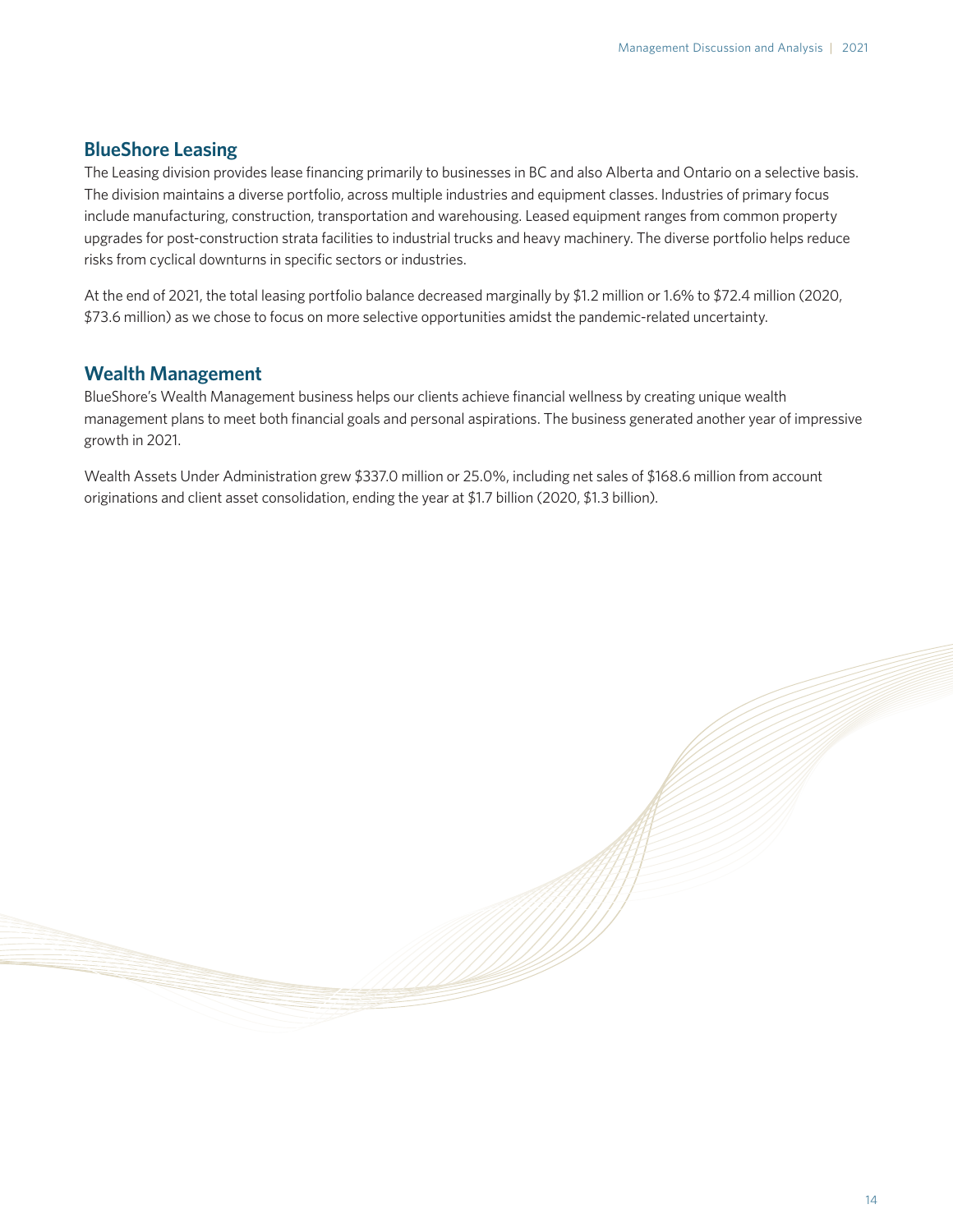## BlueShore Leasing

The Leasing division provides lease financing primarily to businesses in BC and also Alberta and Ontario on a selective basis. The division maintains a diverse portfolio, across multiple industries and equipment classes. Industries of primary focus include manufacturing, construction, transportation and warehousing. Leased equipment ranges from common property upgrades for post-construction strata facilities to industrial trucks and heavy machinery. The diverse portfolio helps reduce risks from cyclical downturns in specific sectors or industries.

At the end of 2021, the total leasing portfolio balance decreased marginally by $1.2 million or 1.6% to $72.4 million (2020, $73.6 million) as we chose to focus on more selective opportunities amidst the pandemic-related uncertainty.

## Wealth Management

BlueShore's Wealth Management business helps our clients achieve financial wellness by creating unique wealth management plans to meet both financial goals and personal aspirations. The business generated another year of impressive growth in 2021.

Wealth Assets Under Administration grew $337.0 million or 25.0%, including net sales of $168.6 million from account originations and client asset consolidation, ending the year at $1.7 billion (2020, $1.3 billion).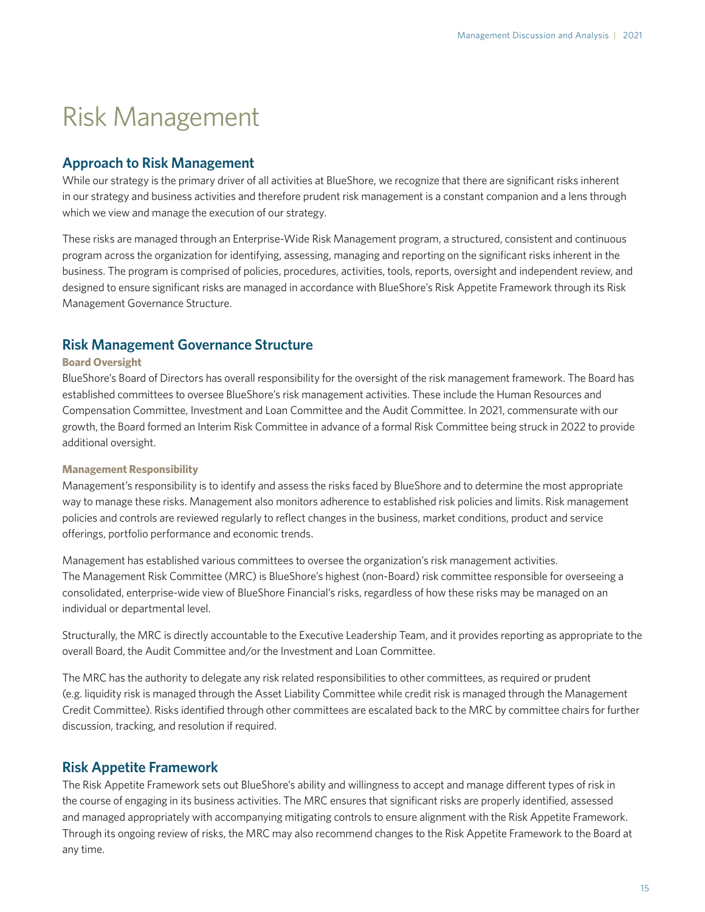# Risk Management

## Approach to Risk Management

While our strategy is the primary driver of all activities at BlueShore, we recognize that there are significant risks inherent in our strategy and business activities and therefore prudent risk management is a constant companion and a lens through which we view and manage the execution of our strategy.

These risks are managed through an Enterprise-Wide Risk Management program, a structured, consistent and continuous program across the organization for identifying, assessing, managing and reporting on the significant risks inherent in the business. The program is comprised of policies, procedures, activities, tools, reports, oversight and independent review, and designed to ensure significant risks are managed in accordance with BlueShore's Risk Appetite Framework through its Risk Management Governance Structure.

## Risk Management Governance Structure

### Board Oversight

BlueShore's Board of Directors has overall responsibility for the oversight of the risk management framework. The Board has established committees to oversee BlueShore's risk management activities. These include the Human Resources and Compensation Committee, Investment and Loan Committee and the Audit Committee. In 2021, commensurate with our growth, the Board formed an Interim Risk Committee in advance of a formal Risk Committee being struck in 2022 to provide additional oversight.

### Management Responsibility

Management's responsibility is to identify and assess the risks faced by BlueShore and to determine the most appropriate way to manage these risks. Management also monitors adherence to established risk policies and limits. Risk management policies and controls are reviewed regularly to reflect changes in the business, market conditions, product and service offerings, portfolio performance and economic trends.

Management has established various committees to oversee the organization's risk management activities. The Management Risk Committee (MRC) is BlueShore's highest (non-Board) risk committee responsible for overseeing a consolidated, enterprise-wide view of BlueShore Financial's risks, regardless of how these risks may be managed on an individual or departmental level.

Structurally, the MRC is directly accountable to the Executive Leadership Team, and it provides reporting as appropriate to the overall Board, the Audit Committee and/or the Investment and Loan Committee.

The MRC has the authority to delegate any risk related responsibilities to other committees, as required or prudent (e.g. liquidity risk is managed through the Asset Liability Committee while credit risk is managed through the Management Credit Committee). Risks identified through other committees are escalated back to the MRC by committee chairs for further discussion, tracking, and resolution if required.

## Risk Appetite Framework

The Risk Appetite Framework sets out BlueShore's ability and willingness to accept and manage different types of risk in the course of engaging in its business activities. The MRC ensures that significant risks are properly identified, assessed and managed appropriately with accompanying mitigating controls to ensure alignment with the Risk Appetite Framework. Through its ongoing review of risks, the MRC may also recommend changes to the Risk Appetite Framework to the Board at any time.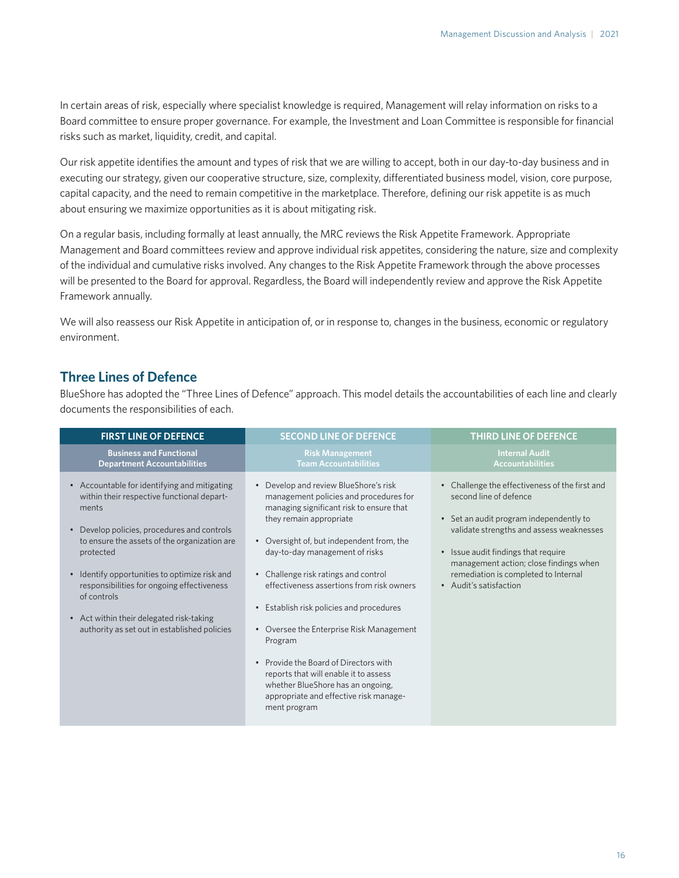In certain areas of risk, especially where specialist knowledge is required, Management will relay information on risks to a Board committee to ensure proper governance. For example, the Investment and Loan Committee is responsible for financial risks such as market, liquidity, credit, and capital.

Our risk appetite identifies the amount and types of risk that we are willing to accept, both in our day-to-day business and in executing our strategy, given our cooperative structure, size, complexity, differentiated business model, vision, core purpose, capital capacity, and the need to remain competitive in the marketplace. Therefore, defining our risk appetite is as much about ensuring we maximize opportunities as it is about mitigating risk.

On a regular basis, including formally at least annually, the MRC reviews the Risk Appetite Framework. Appropriate Management and Board committees review and approve individual risk appetites, considering the nature, size and complexity of the individual and cumulative risks involved. Any changes to the Risk Appetite Framework through the above processes will be presented to the Board for approval. Regardless, the Board will independently review and approve the Risk Appetite Framework annually.

We will also reassess our Risk Appetite in anticipation of, or in response to, changes in the business, economic or regulatory environment.

## Three Lines of Defence

BlueShore has adopted the "Three Lines of Defence" approach. This model details the accountabilities of each line and clearly documents the responsibilities of each.

| FIRST LINE OF DEFENCE | SECOND LINE OF DEFENCE | THIRD LINE OF DEFENCE |
|---|---|---|
| **Business and Functional Department Accountabilities** | **Risk Management Team Accountabilities** | **Internal Audit Accountabilities** |
| • Accountable for identifying and mitigating within their respective functional departments<br>• Develop policies, procedures and controls to ensure the assets of the organization are protected<br>• Identify opportunities to optimize risk and responsibilities for ongoing effectiveness of controls<br>• Act within their delegated risk-taking authority as set out in established policies | • Develop and review BlueShore's risk management policies and procedures for managing significant risk to ensure that they remain appropriate<br>• Oversight of, but independent from, the day-to-day management of risks<br>• Challenge risk ratings and control effectiveness assertions from risk owners<br>• Establish risk policies and procedures<br>• Oversee the Enterprise Risk Management Program<br>• Provide the Board of Directors with reports that will enable it to assess whether BlueShore has an ongoing, appropriate and effective risk management program | • Challenge the effectiveness of the first and second line of defence<br>• Set an audit program independently to validate strengths and assess weaknesses<br>• Issue audit findings that require management action; close findings when remediation is completed to Internal Audit's satisfaction |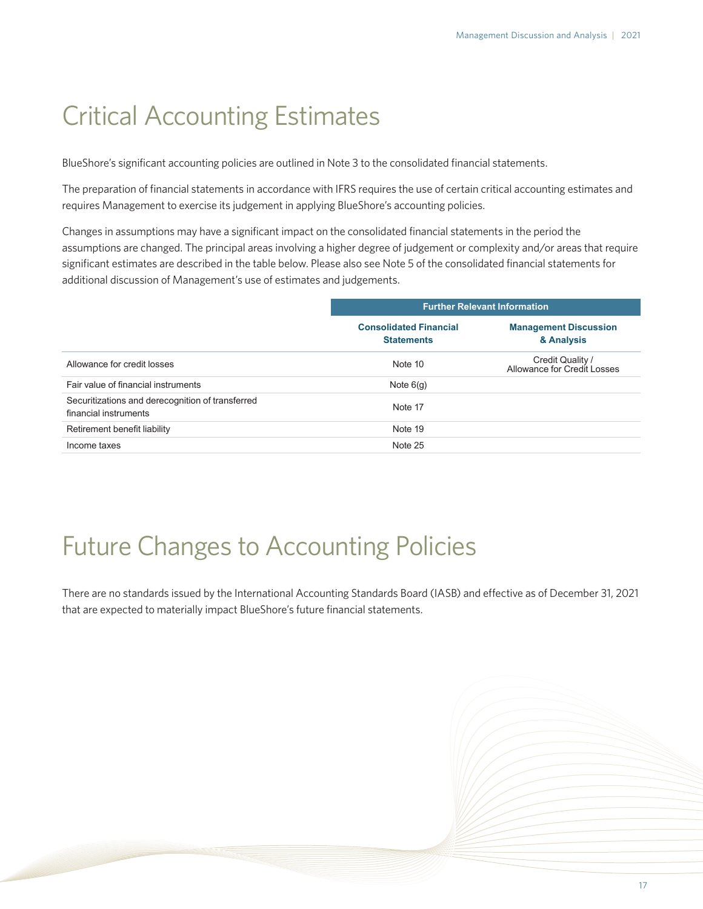# Critical Accounting Estimates

BlueShore's significant accounting policies are outlined in Note 3 to the consolidated financial statements.

The preparation of financial statements in accordance with IFRS requires the use of certain critical accounting estimates and requires Management to exercise its judgement in applying BlueShore's accounting policies.

Changes in assumptions may have a significant impact on the consolidated financial statements in the period the assumptions are changed. The principal areas involving a higher degree of judgement or complexity and/or areas that require significant estimates are described in the table below. Please also see Note 5 of the consolidated financial statements for additional discussion of Management's use of estimates and judgements.

| | Further Relevant Information | |
|---|---|---|
| | **Consolidated Financial Statements** | **Management Discussion & Analysis** |
| Allowance for credit losses | Note 10 | Credit Quality / Allowance for Credit Losses |
| Fair value of financial instruments | Note 6(g) | |
| Securitizations and derecognition of transferred financial instruments | Note 17 | |
| Retirement benefit liability | Note 19 | |
| Income taxes | Note 25 | |

# Future Changes to Accounting Policies

There are no standards issued by the International Accounting Standards Board (IASB) and effective as of December 31, 2021 that are expected to materially impact BlueShore's future financial statements.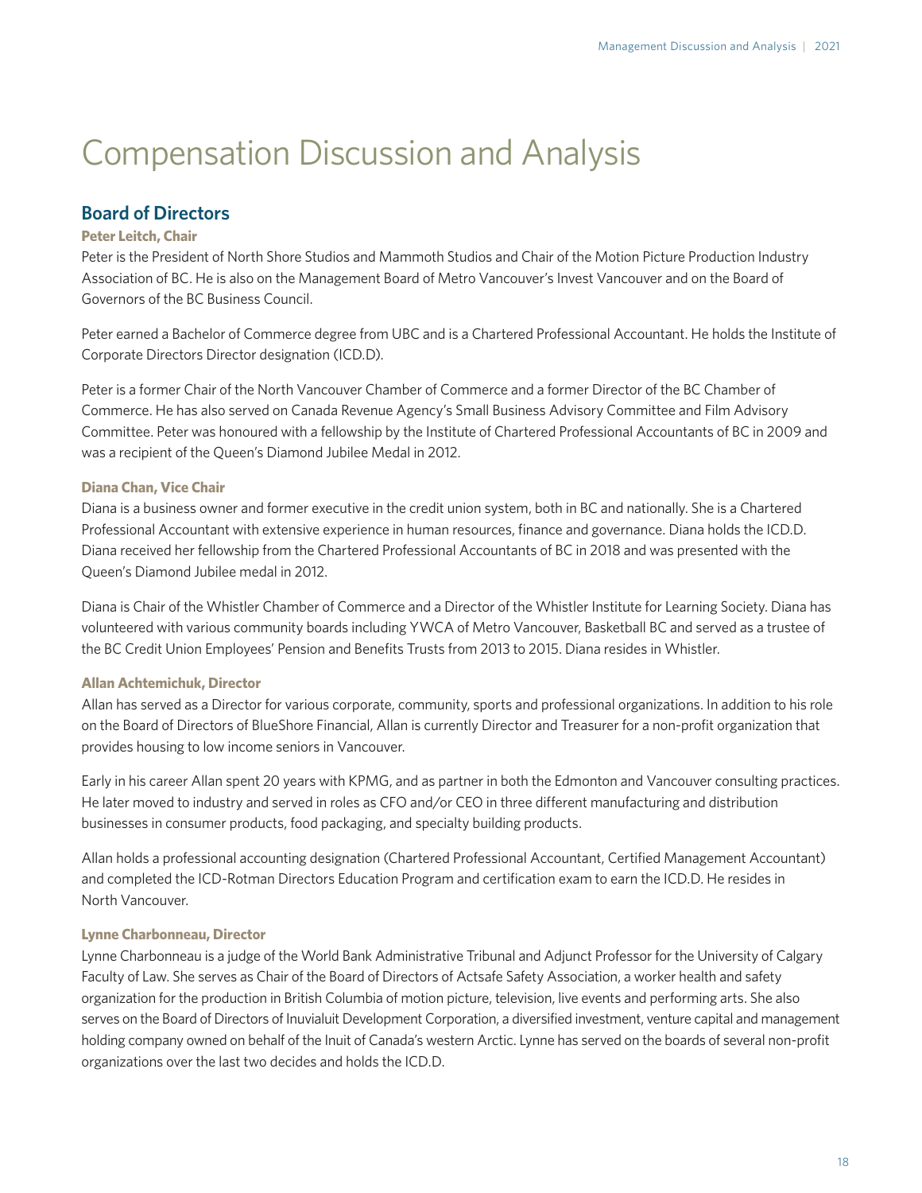# Compensation Discussion and Analysis

## Board of Directors

### Peter Leitch, Chair

Peter is the President of North Shore Studios and Mammoth Studios and Chair of the Motion Picture Production Industry Association of BC. He is also on the Management Board of Metro Vancouver's Invest Vancouver and on the Board of Governors of the BC Business Council.

Peter earned a Bachelor of Commerce degree from UBC and is a Chartered Professional Accountant. He holds the Institute of Corporate Directors Director designation (ICD.D).

Peter is a former Chair of the North Vancouver Chamber of Commerce and a former Director of the BC Chamber of Commerce. He has also served on Canada Revenue Agency's Small Business Advisory Committee and Film Advisory Committee. Peter was honoured with a fellowship by the Institute of Chartered Professional Accountants of BC in 2009 and was a recipient of the Queen's Diamond Jubilee Medal in 2012.

### Diana Chan, Vice Chair

Diana is a business owner and former executive in the credit union system, both in BC and nationally. She is a Chartered Professional Accountant with extensive experience in human resources, finance and governance. Diana holds the ICD.D. Diana received her fellowship from the Chartered Professional Accountants of BC in 2018 and was presented with the Queen's Diamond Jubilee medal in 2012.

Diana is Chair of the Whistler Chamber of Commerce and a Director of the Whistler Institute for Learning Society. Diana has volunteered with various community boards including YWCA of Metro Vancouver, Basketball BC and served as a trustee of the BC Credit Union Employees' Pension and Benefits Trusts from 2013 to 2015. Diana resides in Whistler.

### Allan Achtemichuk, Director

Allan has served as a Director for various corporate, community, sports and professional organizations. In addition to his role on the Board of Directors of BlueShore Financial, Allan is currently Director and Treasurer for a non-profit organization that provides housing to low income seniors in Vancouver.

Early in his career Allan spent 20 years with KPMG, and as partner in both the Edmonton and Vancouver consulting practices. He later moved to industry and served in roles as CFO and/or CEO in three different manufacturing and distribution businesses in consumer products, food packaging, and specialty building products.

Allan holds a professional accounting designation (Chartered Professional Accountant, Certified Management Accountant) and completed the ICD-Rotman Directors Education Program and certification exam to earn the ICD.D. He resides in North Vancouver.

### Lynne Charbonneau, Director

Lynne Charbonneau is a judge of the World Bank Administrative Tribunal and Adjunct Professor for the University of Calgary Faculty of Law. She serves as Chair of the Board of Directors of Actsafe Safety Association, a worker health and safety organization for the production in British Columbia of motion picture, television, live events and performing arts. She also serves on the Board of Directors of Inuvialuit Development Corporation, a diversified investment, venture capital and management holding company owned on behalf of the Inuit of Canada's western Arctic. Lynne has served on the boards of several non-profit organizations over the last two decides and holds the ICD.D.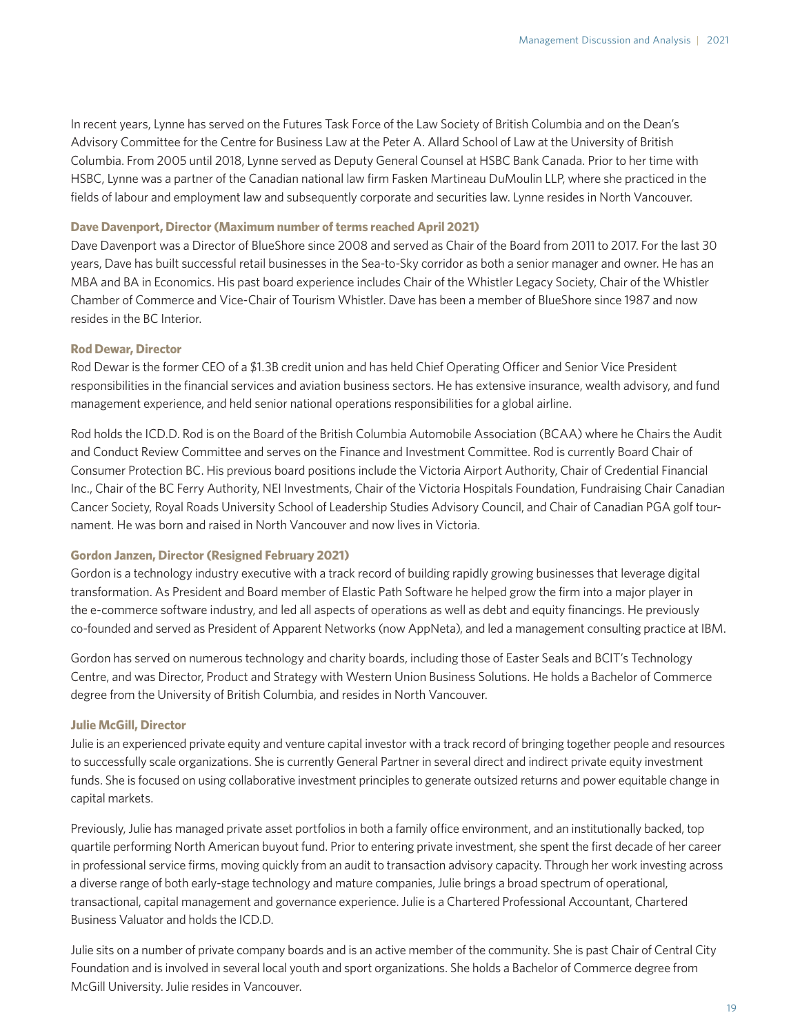In recent years, Lynne has served on the Futures Task Force of the Law Society of British Columbia and on the Dean's Advisory Committee for the Centre for Business Law at the Peter A. Allard School of Law at the University of British Columbia. From 2005 until 2018, Lynne served as Deputy General Counsel at HSBC Bank Canada. Prior to her time with HSBC, Lynne was a partner of the Canadian national law firm Fasken Martineau DuMoulin LLP, where she practiced in the fields of labour and employment law and subsequently corporate and securities law. Lynne resides in North Vancouver.

**Dave Davenport, Director (Maximum number of terms reached April 2021)**

Dave Davenport was a Director of BlueShore since 2008 and served as Chair of the Board from 2011 to 2017. For the last 30 years, Dave has built successful retail businesses in the Sea-to-Sky corridor as both a senior manager and owner. He has an MBA and BA in Economics. His past board experience includes Chair of the Whistler Legacy Society, Chair of the Whistler Chamber of Commerce and Vice-Chair of Tourism Whistler. Dave has been a member of BlueShore since 1987 and now resides in the BC Interior.

**Rod Dewar, Director**

Rod Dewar is the former CEO of a $1.3B credit union and has held Chief Operating Officer and Senior Vice President responsibilities in the financial services and aviation business sectors. He has extensive insurance, wealth advisory, and fund management experience, and held senior national operations responsibilities for a global airline.

Rod holds the ICD.D. Rod is on the Board of the British Columbia Automobile Association (BCAA) where he Chairs the Audit and Conduct Review Committee and serves on the Finance and Investment Committee. Rod is currently Board Chair of Consumer Protection BC. His previous board positions include the Victoria Airport Authority, Chair of Credential Financial Inc., Chair of the BC Ferry Authority, NEI Investments, Chair of the Victoria Hospitals Foundation, Fundraising Chair Canadian Cancer Society, Royal Roads University School of Leadership Studies Advisory Council, and Chair of Canadian PGA golf tournament. He was born and raised in North Vancouver and now lives in Victoria.

**Gordon Janzen, Director (Resigned February 2021)**

Gordon is a technology industry executive with a track record of building rapidly growing businesses that leverage digital transformation. As President and Board member of Elastic Path Software he helped grow the firm into a major player in the e-commerce software industry, and led all aspects of operations as well as debt and equity financings. He previously co-founded and served as President of Apparent Networks (now AppNeta), and led a management consulting practice at IBM.

Gordon has served on numerous technology and charity boards, including those of Easter Seals and BCIT's Technology Centre, and was Director, Product and Strategy with Western Union Business Solutions. He holds a Bachelor of Commerce degree from the University of British Columbia, and resides in North Vancouver.

**Julie McGill, Director**

Julie is an experienced private equity and venture capital investor with a track record of bringing together people and resources to successfully scale organizations. She is currently General Partner in several direct and indirect private equity investment funds. She is focused on using collaborative investment principles to generate outsized returns and power equitable change in capital markets.

Previously, Julie has managed private asset portfolios in both a family office environment, and an institutionally backed, top quartile performing North American buyout fund. Prior to entering private investment, she spent the first decade of her career in professional service firms, moving quickly from an audit to transaction advisory capacity. Through her work investing across a diverse range of both early-stage technology and mature companies, Julie brings a broad spectrum of operational, transactional, capital management and governance experience. Julie is a Chartered Professional Accountant, Chartered Business Valuator and holds the ICD.D.

Julie sits on a number of private company boards and is an active member of the community. She is past Chair of Central City Foundation and is involved in several local youth and sport organizations. She holds a Bachelor of Commerce degree from McGill University. Julie resides in Vancouver.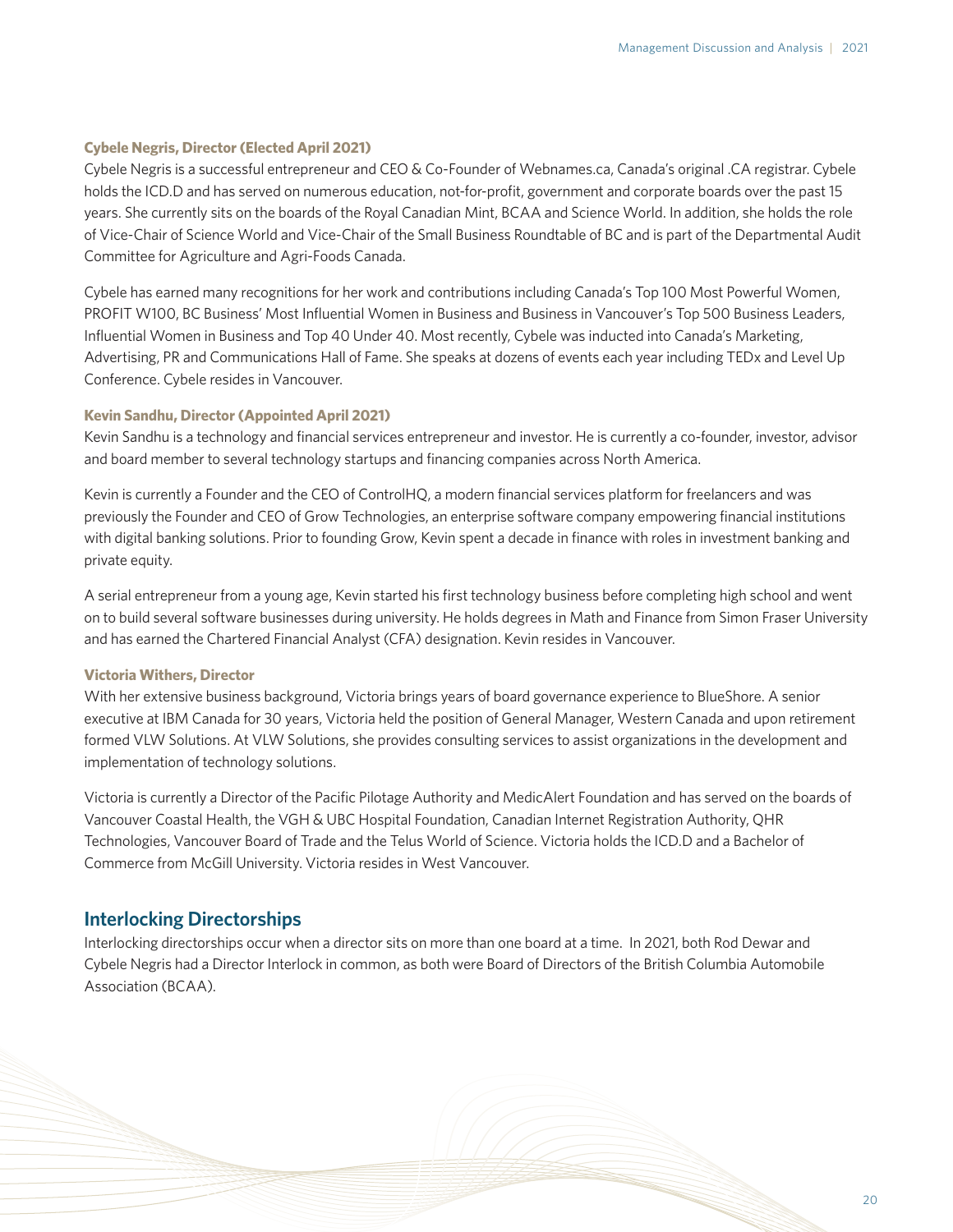### Cybele Negris, Director (Elected April 2021)

Cybele Negris is a successful entrepreneur and CEO & Co-Founder of Webnames.ca, Canada's original .CA registrar. Cybele holds the ICD.D and has served on numerous education, not-for-profit, government and corporate boards over the past 15 years. She currently sits on the boards of the Royal Canadian Mint, BCAA and Science World. In addition, she holds the role of Vice-Chair of Science World and Vice-Chair of the Small Business Roundtable of BC and is part of the Departmental Audit Committee for Agriculture and Agri-Foods Canada.

Cybele has earned many recognitions for her work and contributions including Canada's Top 100 Most Powerful Women, PROFIT W100, BC Business' Most Influential Women in Business and Business in Vancouver's Top 500 Business Leaders, Influential Women in Business and Top 40 Under 40. Most recently, Cybele was inducted into Canada's Marketing, Advertising, PR and Communications Hall of Fame. She speaks at dozens of events each year including TEDx and Level Up Conference. Cybele resides in Vancouver.

### Kevin Sandhu, Director (Appointed April 2021)

Kevin Sandhu is a technology and financial services entrepreneur and investor. He is currently a co-founder, investor, advisor and board member to several technology startups and financing companies across North America.

Kevin is currently a Founder and the CEO of ControlHQ, a modern financial services platform for freelancers and was previously the Founder and CEO of Grow Technologies, an enterprise software company empowering financial institutions with digital banking solutions. Prior to founding Grow, Kevin spent a decade in finance with roles in investment banking and private equity.

A serial entrepreneur from a young age, Kevin started his first technology business before completing high school and went on to build several software businesses during university. He holds degrees in Math and Finance from Simon Fraser University and has earned the Chartered Financial Analyst (CFA) designation. Kevin resides in Vancouver.

### Victoria Withers, Director

With her extensive business background, Victoria brings years of board governance experience to BlueShore. A senior executive at IBM Canada for 30 years, Victoria held the position of General Manager, Western Canada and upon retirement formed VLW Solutions. At VLW Solutions, she provides consulting services to assist organizations in the development and implementation of technology solutions.

Victoria is currently a Director of the Pacific Pilotage Authority and MedicAlert Foundation and has served on the boards of Vancouver Coastal Health, the VGH & UBC Hospital Foundation, Canadian Internet Registration Authority, QHR Technologies, Vancouver Board of Trade and the Telus World of Science. Victoria holds the ICD.D and a Bachelor of Commerce from McGill University. Victoria resides in West Vancouver.

## Interlocking Directorships

Interlocking directorships occur when a director sits on more than one board at a time. In 2021, both Rod Dewar and Cybele Negris had a Director Interlock in common, as both were Board of Directors of the British Columbia Automobile Association (BCAA).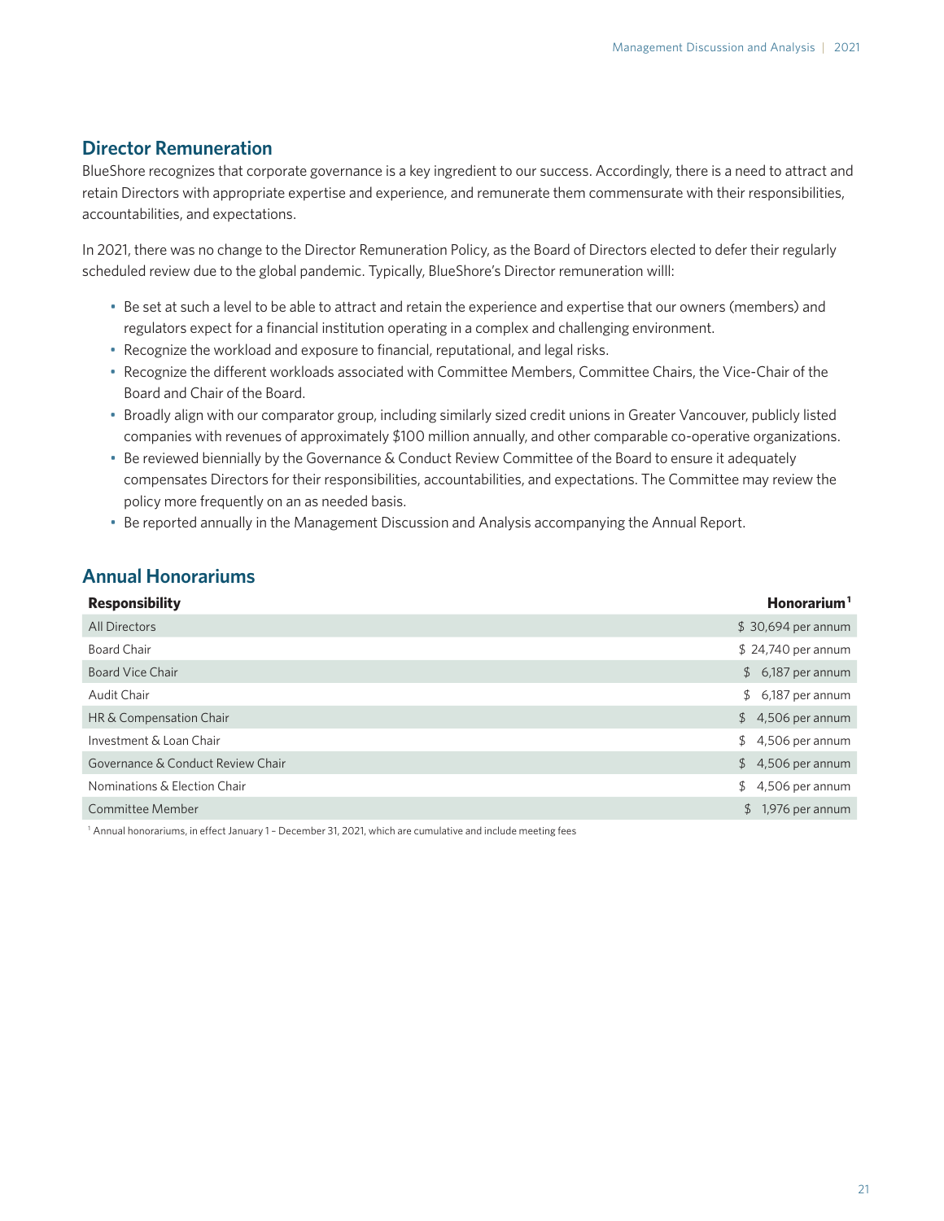## Director Remuneration

BlueShore recognizes that corporate governance is a key ingredient to our success. Accordingly, there is a need to attract and retain Directors with appropriate expertise and experience, and remunerate them commensurate with their responsibilities, accountabilities, and expectations.

In 2021, there was no change to the Director Remuneration Policy, as the Board of Directors elected to defer their regularly scheduled review due to the global pandemic. Typically, BlueShore's Director remuneration willl:

- Be set at such a level to be able to attract and retain the experience and expertise that our owners (members) and regulators expect for a financial institution operating in a complex and challenging environment.
- Recognize the workload and exposure to financial, reputational, and legal risks.
- Recognize the different workloads associated with Committee Members, Committee Chairs, the Vice-Chair of the Board and Chair of the Board.
- Broadly align with our comparator group, including similarly sized credit unions in Greater Vancouver, publicly listed companies with revenues of approximately $100 million annually, and other comparable co-operative organizations.
- Be reviewed biennially by the Governance & Conduct Review Committee of the Board to ensure it adequately compensates Directors for their responsibilities, accountabilities, and expectations. The Committee may review the policy more frequently on an as needed basis.
- Be reported annually in the Management Discussion and Analysis accompanying the Annual Report.

## Annual Honorariums

| Responsibility | Honorarium[1] |
|---|---|
| All Directors | $ 30,694 per annum |
| Board Chair | $ 24,740 per annum |
| Board Vice Chair | $ 6,187 per annum |
| Audit Chair | $ 6,187 per annum |
| HR & Compensation Chair | $ 4,506 per annum |
| Investment & Loan Chair | $ 4,506 per annum |
| Governance & Conduct Review Chair | $ 4,506 per annum |
| Nominations & Election Chair | $ 4,506 per annum |
| Committee Member | $ 1,976 per annum |

[1] Annual honorariums, in effect January 1 – December 31, 2021, which are cumulative and include meeting fees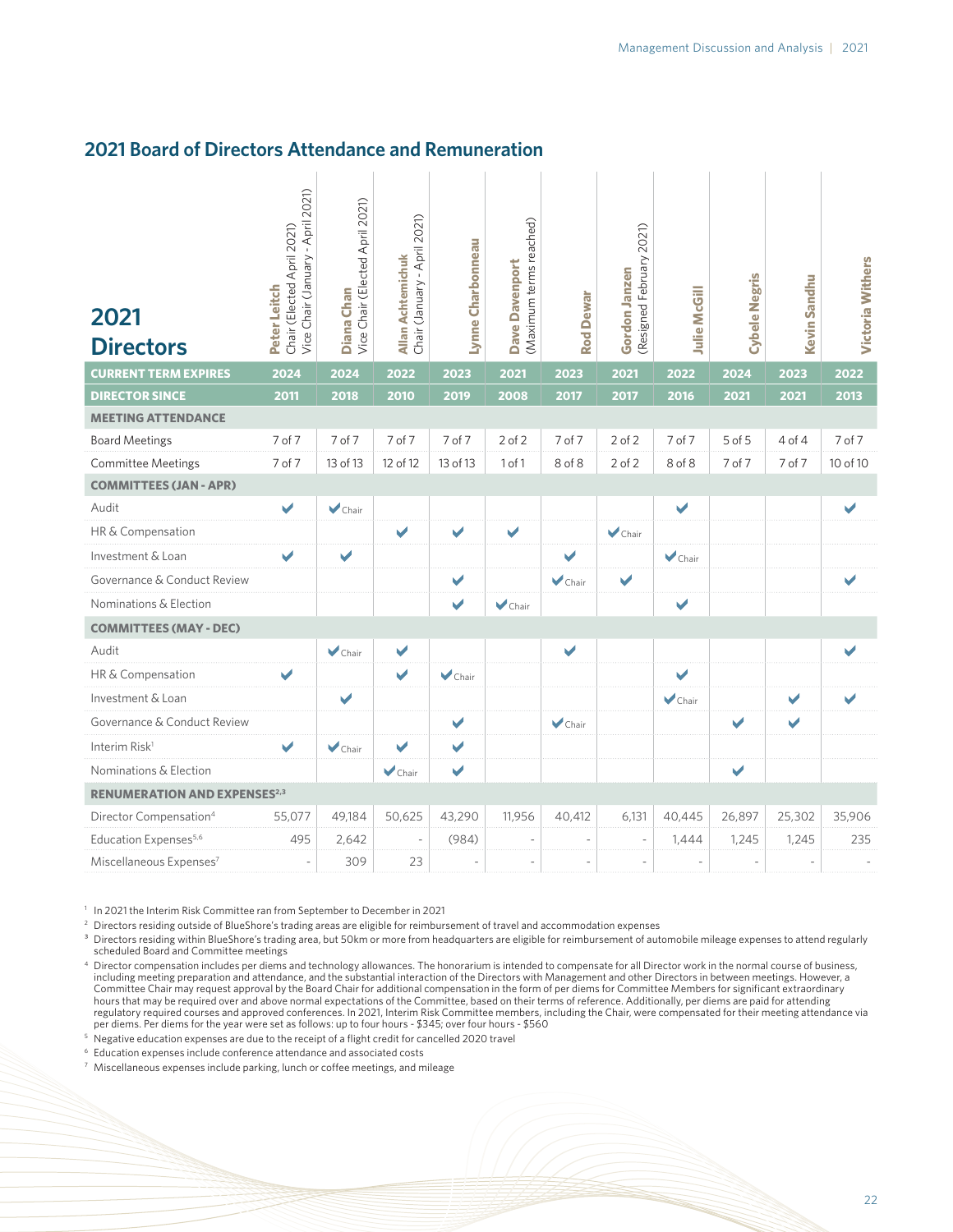## 2021 Board of Directors Attendance and Remuneration

| 2021 Directors | Peter Leitch Chair (Elected April 2021) Vice Chair (January - April 2021) | Diana Chan Vice Chair (Elected April 2021) | Allan Achtemichuk Chair (January - April 2021) | Lynne Charbonneau | Dave Davenport (Maximum terms reached) | Rod Dewar | Gordon Janzen (Resigned February 2021) | Julie McGill | Cybele Negris | Kevin Sandhu | Victoria Withers |
|---|---|---|---|---|---|---|---|---|---|---|---|
| **CURRENT TERM EXPIRES** | 2024 | 2024 | 2022 | 2023 | 2021 | 2023 | 2021 | 2022 | 2024 | 2023 | 2022 |
| **DIRECTOR SINCE** | 2011 | 2018 | 2010 | 2019 | 2008 | 2017 | 2017 | 2016 | 2021 | 2021 | 2013 |
| **MEETING ATTENDANCE** | | | | | | | | | | | |
| Board Meetings | 7 of 7 | 7 of 7 | 7 of 7 | 7 of 7 | 2 of 2 | 7 of 7 | 2 of 2 | 7 of 7 | 5 of 5 | 4 of 4 | 7 of 7 |
| Committee Meetings | 7 of 7 | 13 of 13 | 12 of 12 | 13 of 13 | 1 of 1 | 8 of 8 | 2 of 2 | 8 of 8 | 7 of 7 | 7 of 7 | 10 of 10 |
| **COMMITTEES (JAN - APR)** | | | | | | | | | | | |
| Audit | ✔ | ✔ Chair | | | | | | ✔ | | | ✔ |
| HR & Compensation | | | ✔ | ✔ | ✔ | | ✔ Chair | | | | |
| Investment & Loan | ✔ | ✔ | | | | ✔ | | ✔ Chair | | | |
| Governance & Conduct Review | | | | ✔ | | ✔ Chair | ✔ | | | | ✔ |
| Nominations & Election | | | | ✔ | ✔ Chair | | | ✔ | | | |
| **COMMITTEES (MAY - DEC)** | | | | | | | | | | | |
| Audit | | ✔ Chair | ✔ | | | ✔ | | | | | ✔ |
| HR & Compensation | ✔ | | ✔ | ✔ Chair | | | | ✔ | | | |
| Investment & Loan | | ✔ | | | | | | ✔ Chair | | ✔ | ✔ |
| Governance & Conduct Review | | | | ✔ | | ✔ Chair | | | ✔ | ✔ | |
| Interim Risk[1] | ✔ | ✔ Chair | ✔ | ✔ | | | | | | | |
| Nominations & Election | | | ✔ Chair | ✔ | | | | | ✔ | | |
| **RENUMERATION AND EXPENSES[2,3]** | | | | | | | | | | | |
| Director Compensation[4] | 55,077 | 49,184 | 50,625 | 43,290 | 11,956 | 40,412 | 6,131 | 40,445 | 26,897 | 25,302 | 35,906 |
| Education Expenses[5,6] | 495 | 2,642 | - | (984) | - | - | - | 1,444 | 1,245 | 1,245 | 235 |
| Miscellaneous Expenses[7] | - | 309 | 23 | - | - | - | - | - | - | - | - |

[1] In 2021 the Interim Risk Committee ran from September to December in 2021

[2] Directors residing outside of BlueShore's trading areas are eligible for reimbursement of travel and accommodation expenses

[3] Directors residing within BlueShore's trading area, but 50km or more from headquarters are eligible for reimbursement of automobile mileage expenses to attend regularly scheduled Board and Committee meetings

[4] Director compensation includes per diems and technology allowances. The honorarium is intended to compensate for all Director work in the normal course of business, including meeting preparation and attendance, and the substantial interaction of the Directors with Management and other Directors in between meetings. However, a Committee Chair may request approval by the Board Chair for additional compensation in the form of per diems for Committee Members for significant extraordinary hours that may be required over and above normal expectations of the Committee, based on their terms of reference. Additionally, per diems are paid for attending regulatory required courses and approved conferences. In 2021, Interim Risk Committee members, including the Chair, were compensated for their meeting attendance via per diems. Per diems for the year were set as follows: up to four hours - $345; over four hours - $560

[5] Negative education expenses are due to the receipt of a flight credit for cancelled 2020 travel

[6] Education expenses include conference attendance and associated costs

[7] Miscellaneous expenses include parking, lunch or coffee meetings, and mileage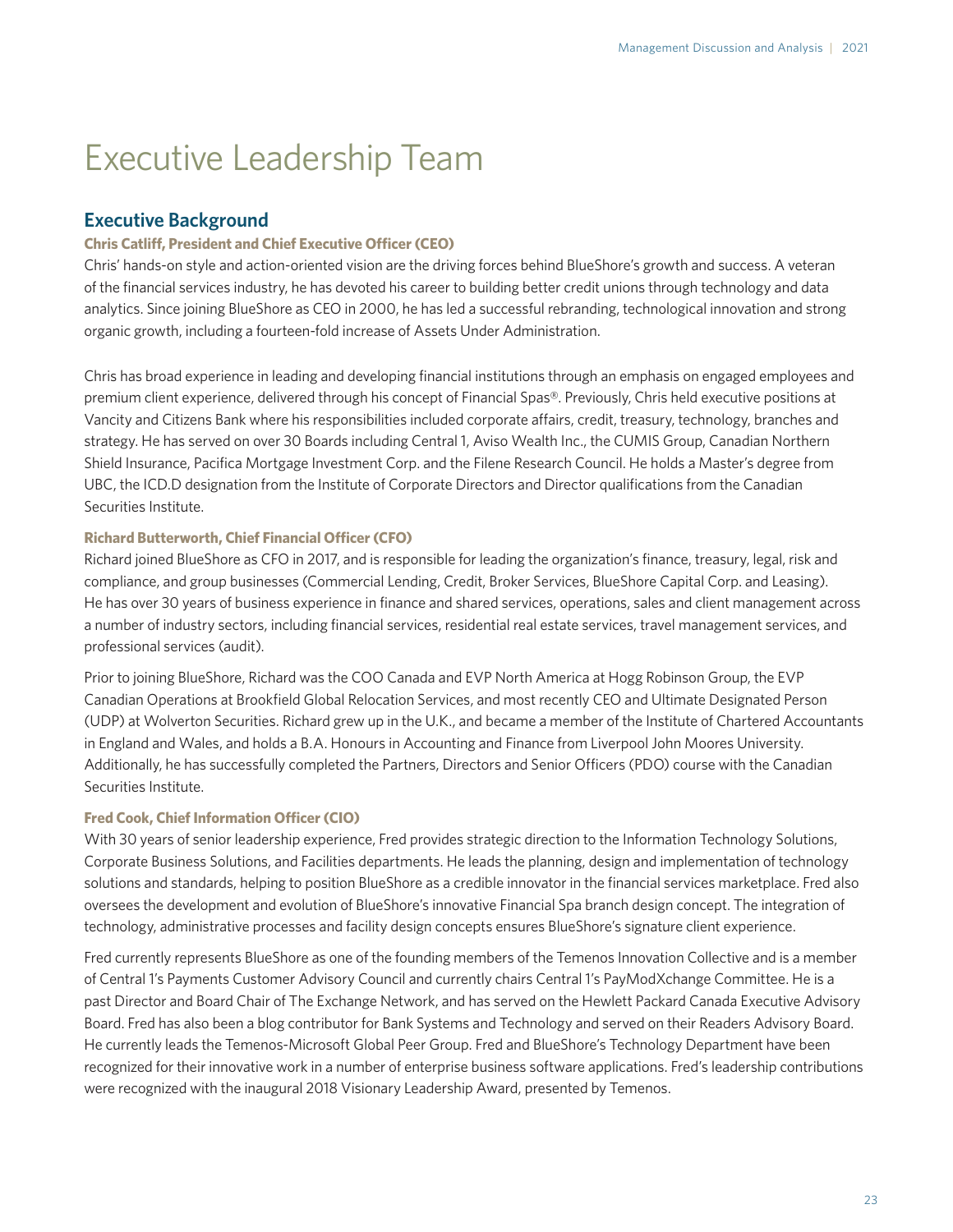# Executive Leadership Team

## Executive Background

### Chris Catliff, President and Chief Executive Officer (CEO)

Chris' hands-on style and action-oriented vision are the driving forces behind BlueShore's growth and success. A veteran of the financial services industry, he has devoted his career to building better credit unions through technology and data analytics. Since joining BlueShore as CEO in 2000, he has led a successful rebranding, technological innovation and strong organic growth, including a fourteen-fold increase of Assets Under Administration.

Chris has broad experience in leading and developing financial institutions through an emphasis on engaged employees and premium client experience, delivered through his concept of Financial Spas®. Previously, Chris held executive positions at Vancity and Citizens Bank where his responsibilities included corporate affairs, credit, treasury, technology, branches and strategy. He has served on over 30 Boards including Central 1, Aviso Wealth Inc., the CUMIS Group, Canadian Northern Shield Insurance, Pacifica Mortgage Investment Corp. and the Filene Research Council. He holds a Master's degree from UBC, the ICD.D designation from the Institute of Corporate Directors and Director qualifications from the Canadian Securities Institute.

### Richard Butterworth, Chief Financial Officer (CFO)

Richard joined BlueShore as CFO in 2017, and is responsible for leading the organization's finance, treasury, legal, risk and compliance, and group businesses (Commercial Lending, Credit, Broker Services, BlueShore Capital Corp. and Leasing). He has over 30 years of business experience in finance and shared services, operations, sales and client management across a number of industry sectors, including financial services, residential real estate services, travel management services, and professional services (audit).

Prior to joining BlueShore, Richard was the COO Canada and EVP North America at Hogg Robinson Group, the EVP Canadian Operations at Brookfield Global Relocation Services, and most recently CEO and Ultimate Designated Person (UDP) at Wolverton Securities. Richard grew up in the U.K., and became a member of the Institute of Chartered Accountants in England and Wales, and holds a B.A. Honours in Accounting and Finance from Liverpool John Moores University. Additionally, he has successfully completed the Partners, Directors and Senior Officers (PDO) course with the Canadian Securities Institute.

### Fred Cook, Chief Information Officer (CIO)

With 30 years of senior leadership experience, Fred provides strategic direction to the Information Technology Solutions, Corporate Business Solutions, and Facilities departments. He leads the planning, design and implementation of technology solutions and standards, helping to position BlueShore as a credible innovator in the financial services marketplace. Fred also oversees the development and evolution of BlueShore's innovative Financial Spa branch design concept. The integration of technology, administrative processes and facility design concepts ensures BlueShore's signature client experience.

Fred currently represents BlueShore as one of the founding members of the Temenos Innovation Collective and is a member of Central 1's Payments Customer Advisory Council and currently chairs Central 1's PayModXchange Committee. He is a past Director and Board Chair of The Exchange Network, and has served on the Hewlett Packard Canada Executive Advisory Board. Fred has also been a blog contributor for Bank Systems and Technology and served on their Readers Advisory Board. He currently leads the Temenos-Microsoft Global Peer Group. Fred and BlueShore's Technology Department have been recognized for their innovative work in a number of enterprise business software applications. Fred's leadership contributions were recognized with the inaugural 2018 Visionary Leadership Award, presented by Temenos.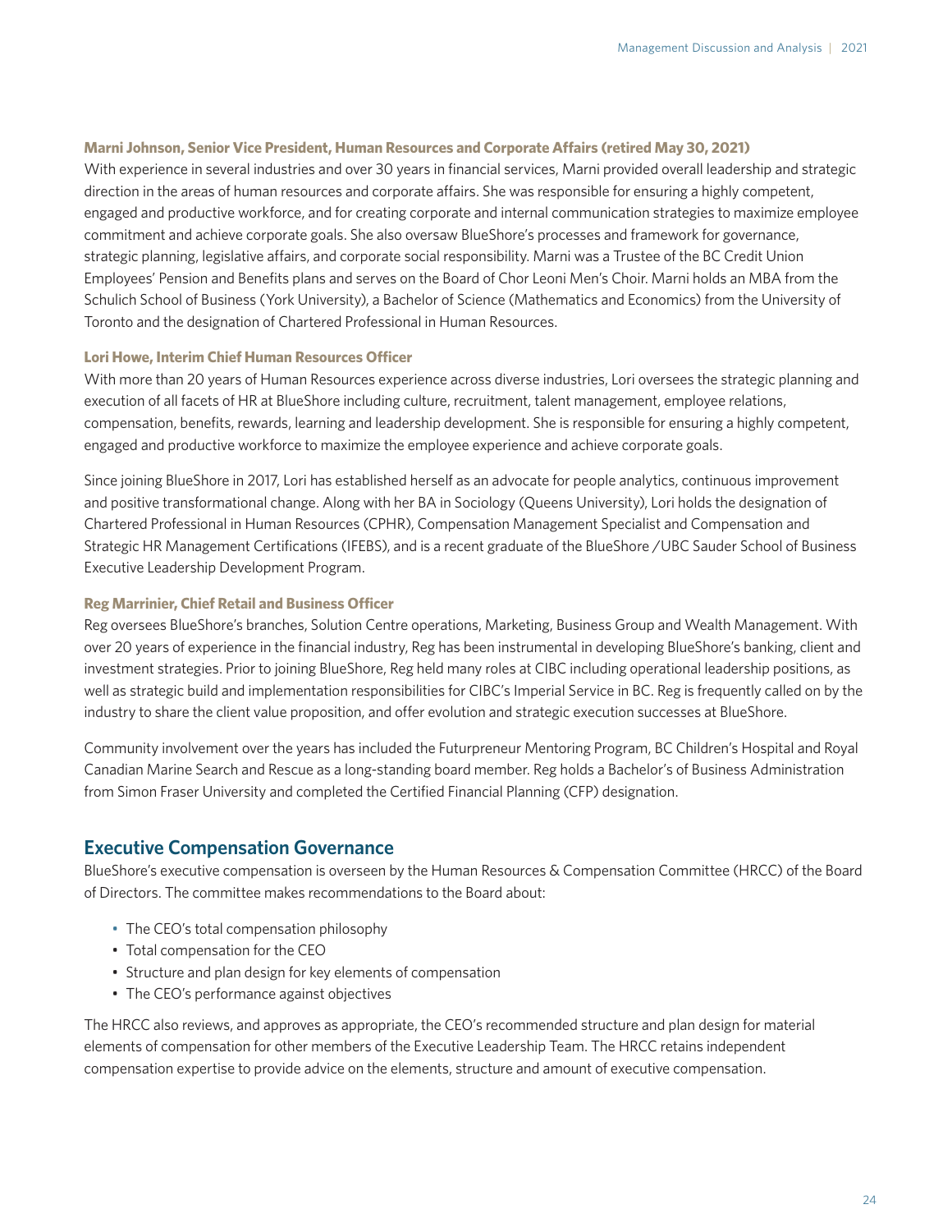**Marni Johnson, Senior Vice President, Human Resources and Corporate Affairs (retired May 30, 2021)**

With experience in several industries and over 30 years in financial services, Marni provided overall leadership and strategic direction in the areas of human resources and corporate affairs. She was responsible for ensuring a highly competent, engaged and productive workforce, and for creating corporate and internal communication strategies to maximize employee commitment and achieve corporate goals. She also oversaw BlueShore's processes and framework for governance, strategic planning, legislative affairs, and corporate social responsibility. Marni was a Trustee of the BC Credit Union Employees' Pension and Benefits plans and serves on the Board of Chor Leoni Men's Choir. Marni holds an MBA from the Schulich School of Business (York University), a Bachelor of Science (Mathematics and Economics) from the University of Toronto and the designation of Chartered Professional in Human Resources.

**Lori Howe, Interim Chief Human Resources Officer**

With more than 20 years of Human Resources experience across diverse industries, Lori oversees the strategic planning and execution of all facets of HR at BlueShore including culture, recruitment, talent management, employee relations, compensation, benefits, rewards, learning and leadership development. She is responsible for ensuring a highly competent, engaged and productive workforce to maximize the employee experience and achieve corporate goals.

Since joining BlueShore in 2017, Lori has established herself as an advocate for people analytics, continuous improvement and positive transformational change. Along with her BA in Sociology (Queens University), Lori holds the designation of Chartered Professional in Human Resources (CPHR), Compensation Management Specialist and Compensation and Strategic HR Management Certifications (IFEBS), and is a recent graduate of the BlueShore /UBC Sauder School of Business Executive Leadership Development Program.

**Reg Marrinier, Chief Retail and Business Officer**

Reg oversees BlueShore's branches, Solution Centre operations, Marketing, Business Group and Wealth Management. With over 20 years of experience in the financial industry, Reg has been instrumental in developing BlueShore's banking, client and investment strategies. Prior to joining BlueShore, Reg held many roles at CIBC including operational leadership positions, as well as strategic build and implementation responsibilities for CIBC's Imperial Service in BC. Reg is frequently called on by the industry to share the client value proposition, and offer evolution and strategic execution successes at BlueShore.

Community involvement over the years has included the Futurpreneur Mentoring Program, BC Children's Hospital and Royal Canadian Marine Search and Rescue as a long-standing board member. Reg holds a Bachelor's of Business Administration from Simon Fraser University and completed the Certified Financial Planning (CFP) designation.

## Executive Compensation Governance

BlueShore's executive compensation is overseen by the Human Resources & Compensation Committee (HRCC) of the Board of Directors. The committee makes recommendations to the Board about:

- The CEO's total compensation philosophy
- Total compensation for the CEO
- Structure and plan design for key elements of compensation
- The CEO's performance against objectives

The HRCC also reviews, and approves as appropriate, the CEO's recommended structure and plan design for material elements of compensation for other members of the Executive Leadership Team. The HRCC retains independent compensation expertise to provide advice on the elements, structure and amount of executive compensation.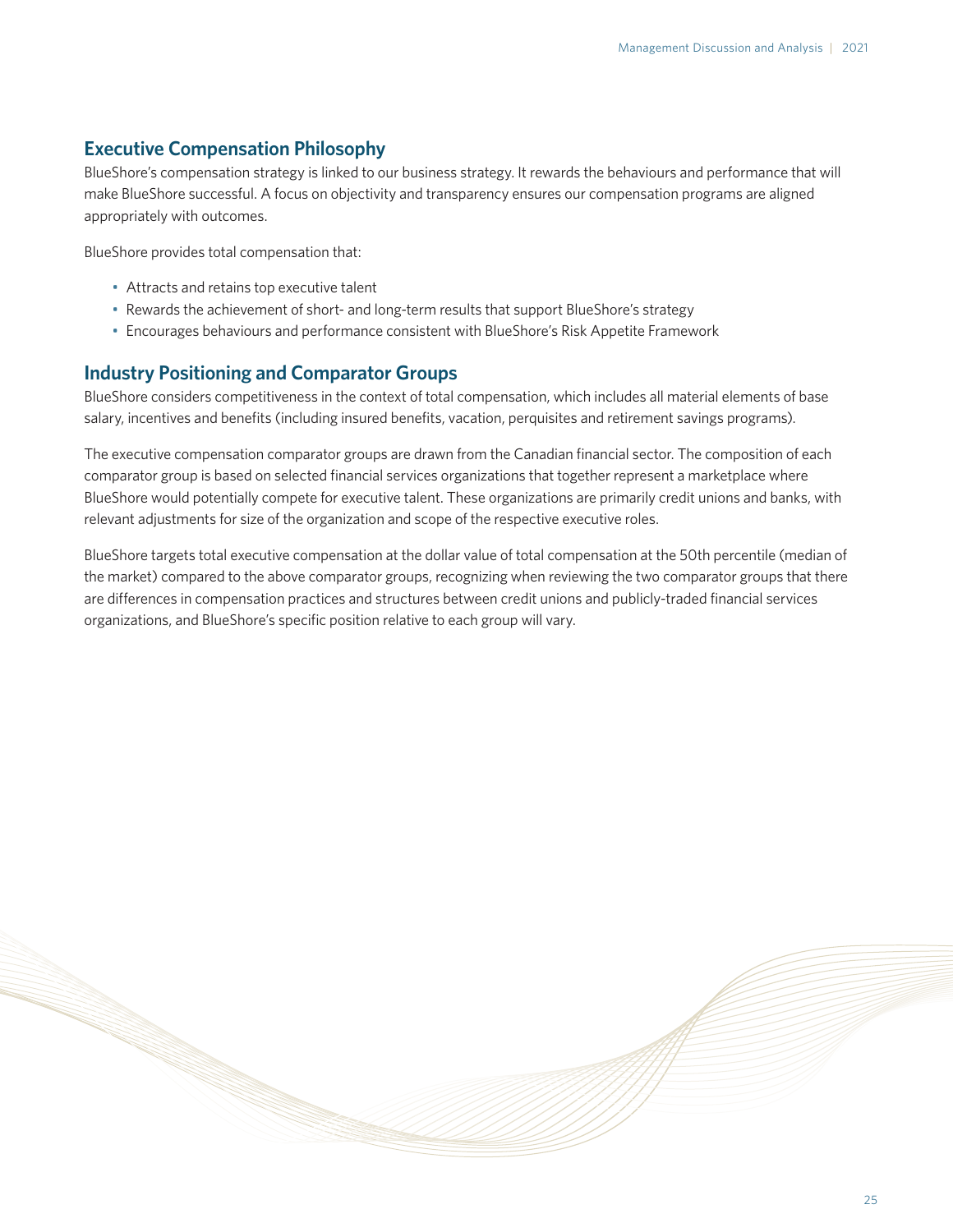## Executive Compensation Philosophy

BlueShore's compensation strategy is linked to our business strategy. It rewards the behaviours and performance that will make BlueShore successful. A focus on objectivity and transparency ensures our compensation programs are aligned appropriately with outcomes.

BlueShore provides total compensation that:

- Attracts and retains top executive talent
- Rewards the achievement of short- and long-term results that support BlueShore's strategy
- Encourages behaviours and performance consistent with BlueShore's Risk Appetite Framework

## Industry Positioning and Comparator Groups

BlueShore considers competitiveness in the context of total compensation, which includes all material elements of base salary, incentives and benefits (including insured benefits, vacation, perquisites and retirement savings programs).

The executive compensation comparator groups are drawn from the Canadian financial sector. The composition of each comparator group is based on selected financial services organizations that together represent a marketplace where BlueShore would potentially compete for executive talent. These organizations are primarily credit unions and banks, with relevant adjustments for size of the organization and scope of the respective executive roles.

BlueShore targets total executive compensation at the dollar value of total compensation at the 50th percentile (median of the market) compared to the above comparator groups, recognizing when reviewing the two comparator groups that there are differences in compensation practices and structures between credit unions and publicly-traded financial services organizations, and BlueShore's specific position relative to each group will vary.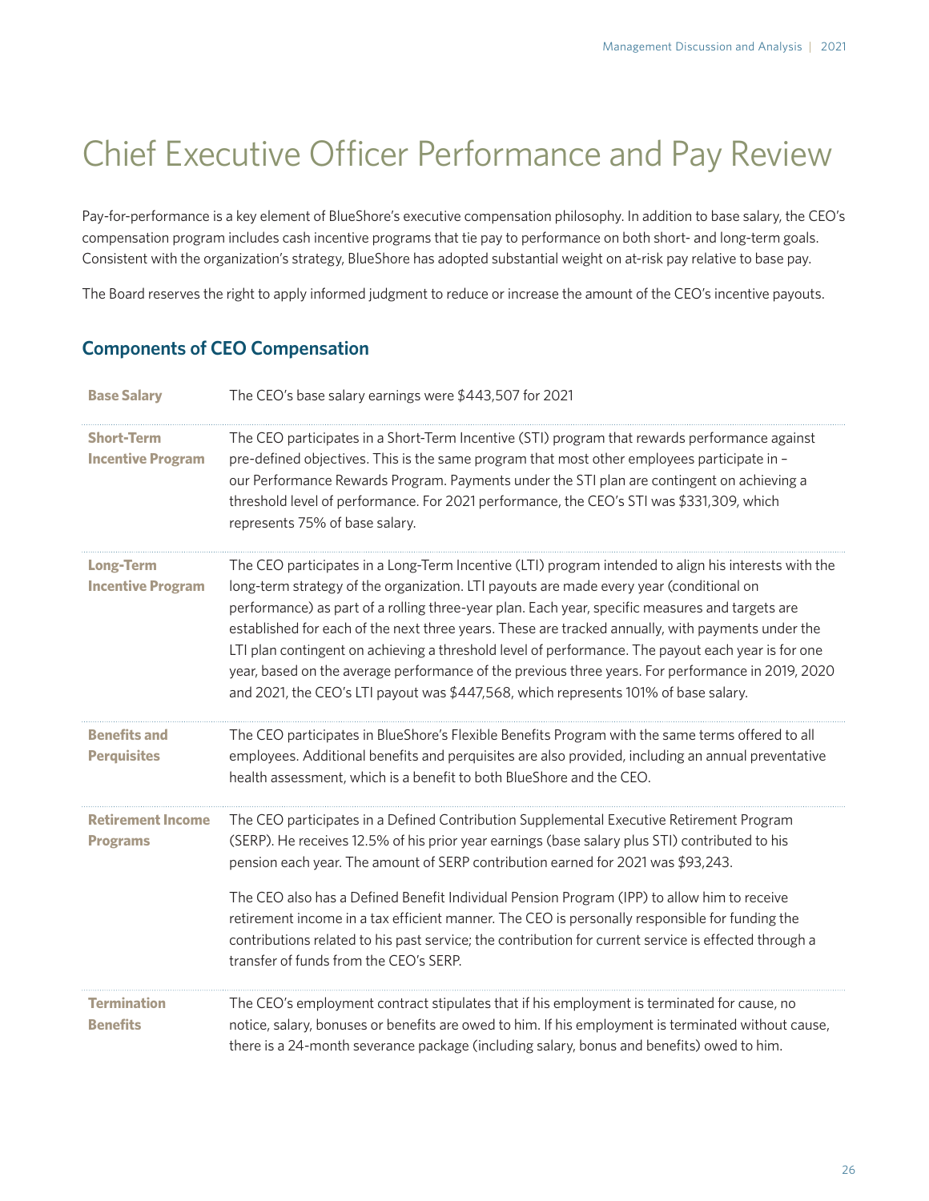# Chief Executive Officer Performance and Pay Review

Pay-for-performance is a key element of BlueShore's executive compensation philosophy. In addition to base salary, the CEO's compensation program includes cash incentive programs that tie pay to performance on both short- and long-term goals. Consistent with the organization's strategy, BlueShore has adopted substantial weight on at-risk pay relative to base pay.

The Board reserves the right to apply informed judgment to reduce or increase the amount of the CEO's incentive payouts.

## Components of CEO Compensation

| | |
|---|---|
| **Base Salary** | The CEO's base salary earnings were $443,507 for 2021 |
| **Short-Term Incentive Program** | The CEO participates in a Short-Term Incentive (STI) program that rewards performance against pre-defined objectives. This is the same program that most other employees participate in – our Performance Rewards Program. Payments under the STI plan are contingent on achieving a threshold level of performance. For 2021 performance, the CEO's STI was $331,309, which represents 75% of base salary. |
| **Long-Term Incentive Program** | The CEO participates in a Long-Term Incentive (LTI) program intended to align his interests with the long-term strategy of the organization. LTI payouts are made every year (conditional on performance) as part of a rolling three-year plan. Each year, specific measures and targets are established for each of the next three years. These are tracked annually, with payments under the LTI plan contingent on achieving a threshold level of performance. The payout each year is for one year, based on the average performance of the previous three years. For performance in 2019, 2020 and 2021, the CEO's LTI payout was $447,568, which represents 101% of base salary. |
| **Benefits and Perquisites** | The CEO participates in BlueShore's Flexible Benefits Program with the same terms offered to all employees. Additional benefits and perquisites are also provided, including an annual preventative health assessment, which is a benefit to both BlueShore and the CEO. |
| **Retirement Income Programs** | The CEO participates in a Defined Contribution Supplemental Executive Retirement Program (SERP). He receives 12.5% of his prior year earnings (base salary plus STI) contributed to his pension each year. The amount of SERP contribution earned for 2021 was $93,243.<br><br>The CEO also has a Defined Benefit Individual Pension Program (IPP) to allow him to receive retirement income in a tax efficient manner. The CEO is personally responsible for funding the contributions related to his past service; the contribution for current service is effected through a transfer of funds from the CEO's SERP. |
| **Termination Benefits** | The CEO's employment contract stipulates that if his employment is terminated for cause, no notice, salary, bonuses or benefits are owed to him. If his employment is terminated without cause, there is a 24-month severance package (including salary, bonus and benefits) owed to him. |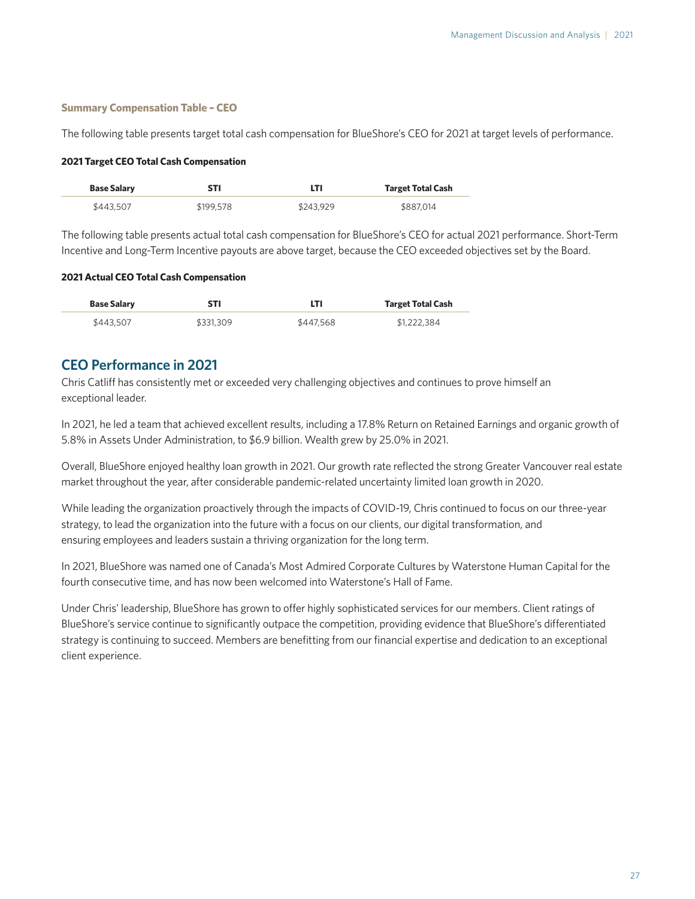### Summary Compensation Table – CEO

The following table presents target total cash compensation for BlueShore's CEO for 2021 at target levels of performance.

**2021 Target CEO Total Cash Compensation**

| Base Salary | STI | LTI | Target Total Cash |
| --- | --- | --- | --- |
| $443,507 | $199,578 | $243,929 | $887,014 |

The following table presents actual total cash compensation for BlueShore's CEO for actual 2021 performance. Short-Term Incentive and Long-Term Incentive payouts are above target, because the CEO exceeded objectives set by the Board.

**2021 Actual CEO Total Cash Compensation**

| Base Salary | STI | LTI | Target Total Cash |
| --- | --- | --- | --- |
| $443,507 | $331,309 | $447,568 | $1,222,384 |

## CEO Performance in 2021

Chris Catliff has consistently met or exceeded very challenging objectives and continues to prove himself an exceptional leader.

In 2021, he led a team that achieved excellent results, including a 17.8% Return on Retained Earnings and organic growth of 5.8% in Assets Under Administration, to $6.9 billion. Wealth grew by 25.0% in 2021.

Overall, BlueShore enjoyed healthy loan growth in 2021. Our growth rate reflected the strong Greater Vancouver real estate market throughout the year, after considerable pandemic-related uncertainty limited loan growth in 2020.

While leading the organization proactively through the impacts of COVID-19, Chris continued to focus on our three-year strategy, to lead the organization into the future with a focus on our clients, our digital transformation, and ensuring employees and leaders sustain a thriving organization for the long term.

In 2021, BlueShore was named one of Canada's Most Admired Corporate Cultures by Waterstone Human Capital for the fourth consecutive time, and has now been welcomed into Waterstone's Hall of Fame.

Under Chris' leadership, BlueShore has grown to offer highly sophisticated services for our members. Client ratings of BlueShore's service continue to significantly outpace the competition, providing evidence that BlueShore's differentiated strategy is continuing to succeed. Members are benefitting from our financial expertise and dedication to an exceptional client experience.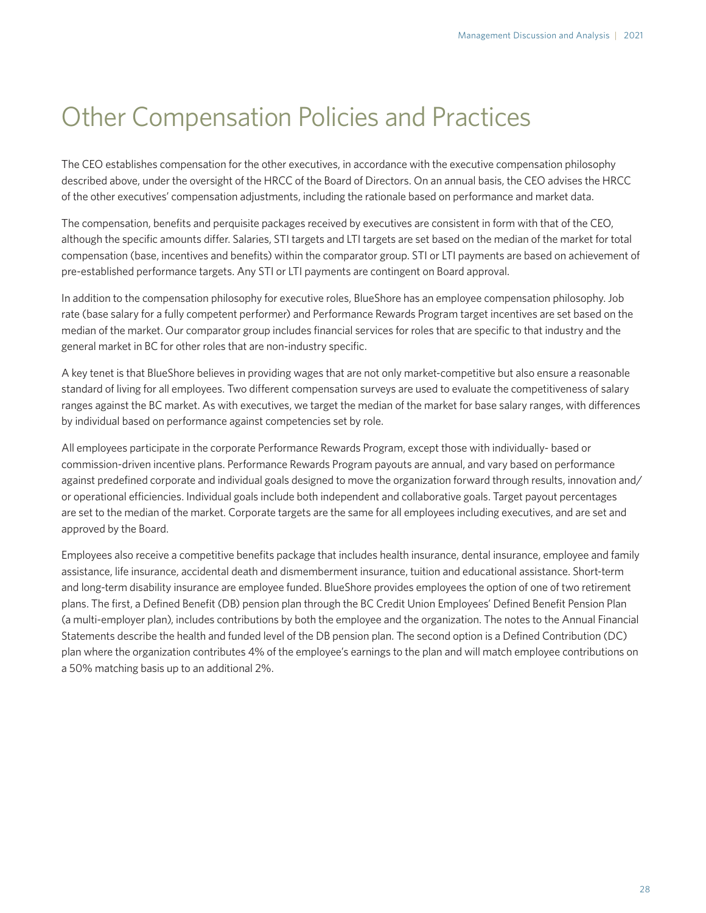# Other Compensation Policies and Practices

The CEO establishes compensation for the other executives, in accordance with the executive compensation philosophy described above, under the oversight of the HRCC of the Board of Directors. On an annual basis, the CEO advises the HRCC of the other executives' compensation adjustments, including the rationale based on performance and market data.

The compensation, benefits and perquisite packages received by executives are consistent in form with that of the CEO, although the specific amounts differ. Salaries, STI targets and LTI targets are set based on the median of the market for total compensation (base, incentives and benefits) within the comparator group. STI or LTI payments are based on achievement of pre-established performance targets. Any STI or LTI payments are contingent on Board approval.

In addition to the compensation philosophy for executive roles, BlueShore has an employee compensation philosophy. Job rate (base salary for a fully competent performer) and Performance Rewards Program target incentives are set based on the median of the market. Our comparator group includes financial services for roles that are specific to that industry and the general market in BC for other roles that are non-industry specific.

A key tenet is that BlueShore believes in providing wages that are not only market-competitive but also ensure a reasonable standard of living for all employees. Two different compensation surveys are used to evaluate the competitiveness of salary ranges against the BC market. As with executives, we target the median of the market for base salary ranges, with differences by individual based on performance against competencies set by role.

All employees participate in the corporate Performance Rewards Program, except those with individually- based or commission-driven incentive plans. Performance Rewards Program payouts are annual, and vary based on performance against predefined corporate and individual goals designed to move the organization forward through results, innovation and/or operational efficiencies. Individual goals include both independent and collaborative goals. Target payout percentages are set to the median of the market. Corporate targets are the same for all employees including executives, and are set and approved by the Board.

Employees also receive a competitive benefits package that includes health insurance, dental insurance, employee and family assistance, life insurance, accidental death and dismemberment insurance, tuition and educational assistance. Short-term and long-term disability insurance are employee funded. BlueShore provides employees the option of one of two retirement plans. The first, a Defined Benefit (DB) pension plan through the BC Credit Union Employees' Defined Benefit Pension Plan (a multi-employer plan), includes contributions by both the employee and the organization. The notes to the Annual Financial Statements describe the health and funded level of the DB pension plan. The second option is a Defined Contribution (DC) plan where the organization contributes 4% of the employee's earnings to the plan and will match employee contributions on a 50% matching basis up to an additional 2%.